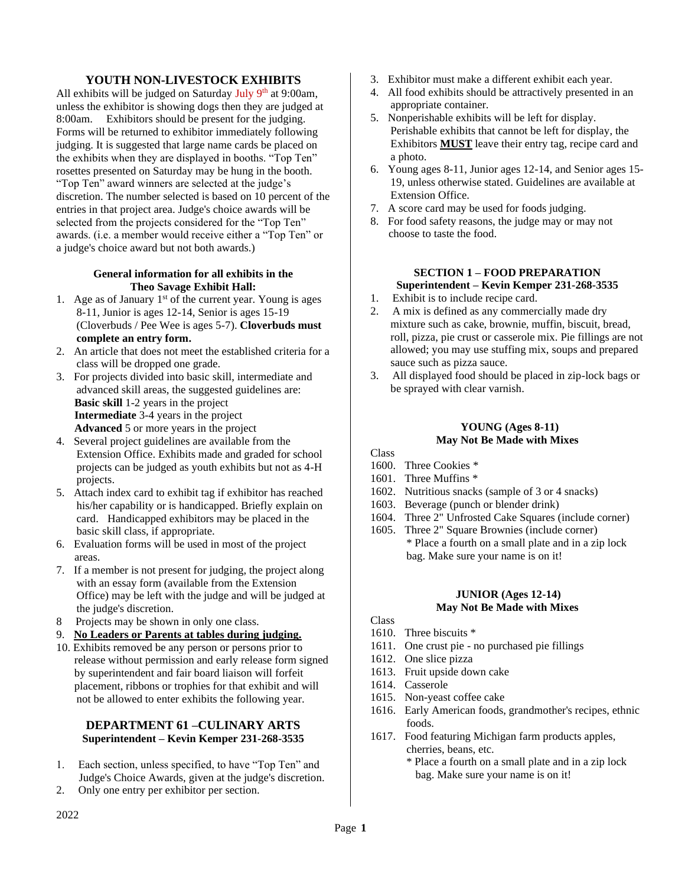## YOUTH NON-LIVESTOCK EXHIBITS

All exhibits will be judged on Saturday July 9th at 9:00am, unless the exhibitor is showing dogs then they are judged at 8:00am. Exhibitors should be present for the judging. Forms will be returned to exhibitor immediately following judging. It is suggested that large name cards be placed on the exhibits when they are displayed in booths. "Top Ten" rosettes presented on Saturday may be hung in the booth. "Top Ten" award winners are selected at the judge's discretion. The number selected is based on 10 percent of the entries in that project area. Judge's choice awards will be selected from the projects considered for the "Top Ten" awards. (i.e. a member would receive either a "Top Ten" or a judge's choice award but not both awards.)

**General information for all exhibits in the Theo Savage Exhibit Hall:**

1. Age as of January 1st of the current year. Young is ages 8-11, Junior is ages 12-14, Senior is ages 15-19 (Cloverbuds / Pee Wee is ages 5-7). **Cloverbuds must complete an entry form.**
2. An article that does not meet the established criteria for a class will be dropped one grade.
3. For projects divided into basic skill, intermediate and advanced skill areas, the suggested guidelines are:
   **Basic skill** 1-2 years in the project
   **Intermediate** 3-4 years in the project
   **Advanced** 5 or more years in the project
4. Several project guidelines are available from the Extension Office. Exhibits made and graded for school projects can be judged as youth exhibits but not as 4-H projects.
5. Attach index card to exhibit tag if exhibitor has reached his/her capability or is handicapped. Briefly explain on card. Handicapped exhibitors may be placed in the basic skill class, if appropriate.
6. Evaluation forms will be used in most of the project areas.
7. If a member is not present for judging, the project along with an essay form (available from the Extension Office) may be left with the judge and will be judged at the judge's discretion.
8. Projects may be shown in only one class.
9. **No Leaders or Parents at tables during judging.**
10. Exhibits removed be any person or persons prior to release without permission and early release form signed by superintendent and fair board liaison will forfeit placement, ribbons or trophies for that exhibit and will not be allowed to enter exhibits the following year.

## DEPARTMENT 61 –CULINARY ARTS
**Superintendent – Kevin Kemper 231-268-3535**

1. Each section, unless specified, to have "Top Ten" and Judge's Choice Awards, given at the judge's discretion.
2. Only one entry per exhibitor per section.
3. Exhibitor must make a different exhibit each year.
4. All food exhibits should be attractively presented in an appropriate container.
5. Nonperishable exhibits will be left for display. Perishable exhibits that cannot be left for display, the Exhibitors **MUST** leave their entry tag, recipe card and a photo.
6. Young ages 8-11, Junior ages 12-14, and Senior ages 15-19, unless otherwise stated. Guidelines are available at Extension Office.
7. A score card may be used for foods judging.
8. For food safety reasons, the judge may or may not choose to taste the food.

### SECTION 1 – FOOD PREPARATION
**Superintendent – Kevin Kemper 231-268-3535**

1. Exhibit is to include recipe card.
2. A mix is defined as any commercially made dry mixture such as cake, brownie, muffin, biscuit, bread, roll, pizza, pie crust or casserole mix. Pie fillings are not allowed; you may use stuffing mix, soups and prepared sauce such as pizza sauce.
3. All displayed food should be placed in zip-lock bags or be sprayed with clear varnish.

**YOUNG (Ages 8-11)**
**May Not Be Made with Mixes**

Class
- 1600. Three Cookies *
- 1601. Three Muffins *
- 1602. Nutritious snacks (sample of 3 or 4 snacks)
- 1603. Beverage (punch or blender drink)
- 1604. Three 2" Unfrosted Cake Squares (include corner)
- 1605. Three 2" Square Brownies (include corner)

  * Place a fourth on a small plate and in a zip lock bag. Make sure your name is on it!

**JUNIOR (Ages 12-14)**
**May Not Be Made with Mixes**

Class
- 1610. Three biscuits *
- 1611. One crust pie - no purchased pie fillings
- 1612. One slice pizza
- 1613. Fruit upside down cake
- 1614. Casserole
- 1615. Non-yeast coffee cake
- 1616. Early American foods, grandmother's recipes, ethnic foods.
- 1617. Food featuring Michigan farm products apples, cherries, beans, etc.

  * Place a fourth on a small plate and in a zip lock bag. Make sure your name is on it!

2022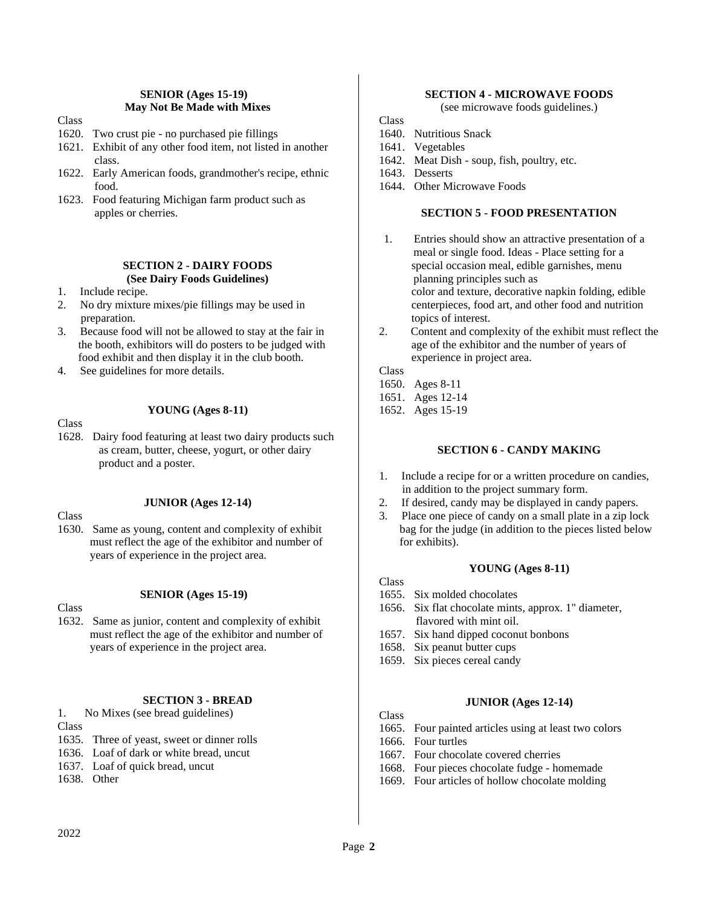**SENIOR (Ages 15-19)**
**May Not Be Made with Mixes**

Class

1620. Two crust pie - no purchased pie fillings
1621. Exhibit of any other food item, not listed in another class.
1622. Early American foods, grandmother's recipe, ethnic food.
1623. Food featuring Michigan farm product such as apples or cherries.

## SECTION 2 - DAIRY FOODS
**(See Dairy Foods Guidelines)**

1. Include recipe.
2. No dry mixture mixes/pie fillings may be used in preparation.
3. Because food will not be allowed to stay at the fair in the booth, exhibitors will do posters to be judged with food exhibit and then display it in the club booth.
4. See guidelines for more details.

**YOUNG (Ages 8-11)**

Class

1628. Dairy food featuring at least two dairy products such as cream, butter, cheese, yogurt, or other dairy product and a poster.

**JUNIOR (Ages 12-14)**

Class

1630. Same as young, content and complexity of exhibit must reflect the age of the exhibitor and number of years of experience in the project area.

**SENIOR (Ages 15-19)**

Class

1632. Same as junior, content and complexity of exhibit must reflect the age of the exhibitor and number of years of experience in the project area.

## SECTION 3 - BREAD

1. No Mixes (see bread guidelines)

Class

1635. Three of yeast, sweet or dinner rolls
1636. Loaf of dark or white bread, uncut
1637. Loaf of quick bread, uncut
1638. Other

## SECTION 4 - MICROWAVE FOODS

(see microwave foods guidelines.)

Class

1640. Nutritious Snack
1641. Vegetables
1642. Meat Dish - soup, fish, poultry, etc.
1643. Desserts
1644. Other Microwave Foods

## SECTION 5 - FOOD PRESENTATION

1. Entries should show an attractive presentation of a meal or single food. Ideas - Place setting for a special occasion meal, edible garnishes, menu planning principles such as color and texture, decorative napkin folding, edible centerpieces, food art, and other food and nutrition topics of interest.
2. Content and complexity of the exhibit must reflect the age of the exhibitor and the number of years of experience in project area.

Class

1650. Ages 8-11
1651. Ages 12-14
1652. Ages 15-19

## SECTION 6 - CANDY MAKING

1. Include a recipe for or a written procedure on candies, in addition to the project summary form.
2. If desired, candy may be displayed in candy papers.
3. Place one piece of candy on a small plate in a zip lock bag for the judge (in addition to the pieces listed below for exhibits).

**YOUNG (Ages 8-11)**

Class

1655. Six molded chocolates
1656. Six flat chocolate mints, approx. 1" diameter, flavored with mint oil.
1657. Six hand dipped coconut bonbons
1658. Six peanut butter cups
1659. Six pieces cereal candy

**JUNIOR (Ages 12-14)**

Class

1665. Four painted articles using at least two colors
1666. Four turtles
1667. Four chocolate covered cherries
1668. Four pieces chocolate fudge - homemade
1669. Four articles of hollow chocolate molding

2022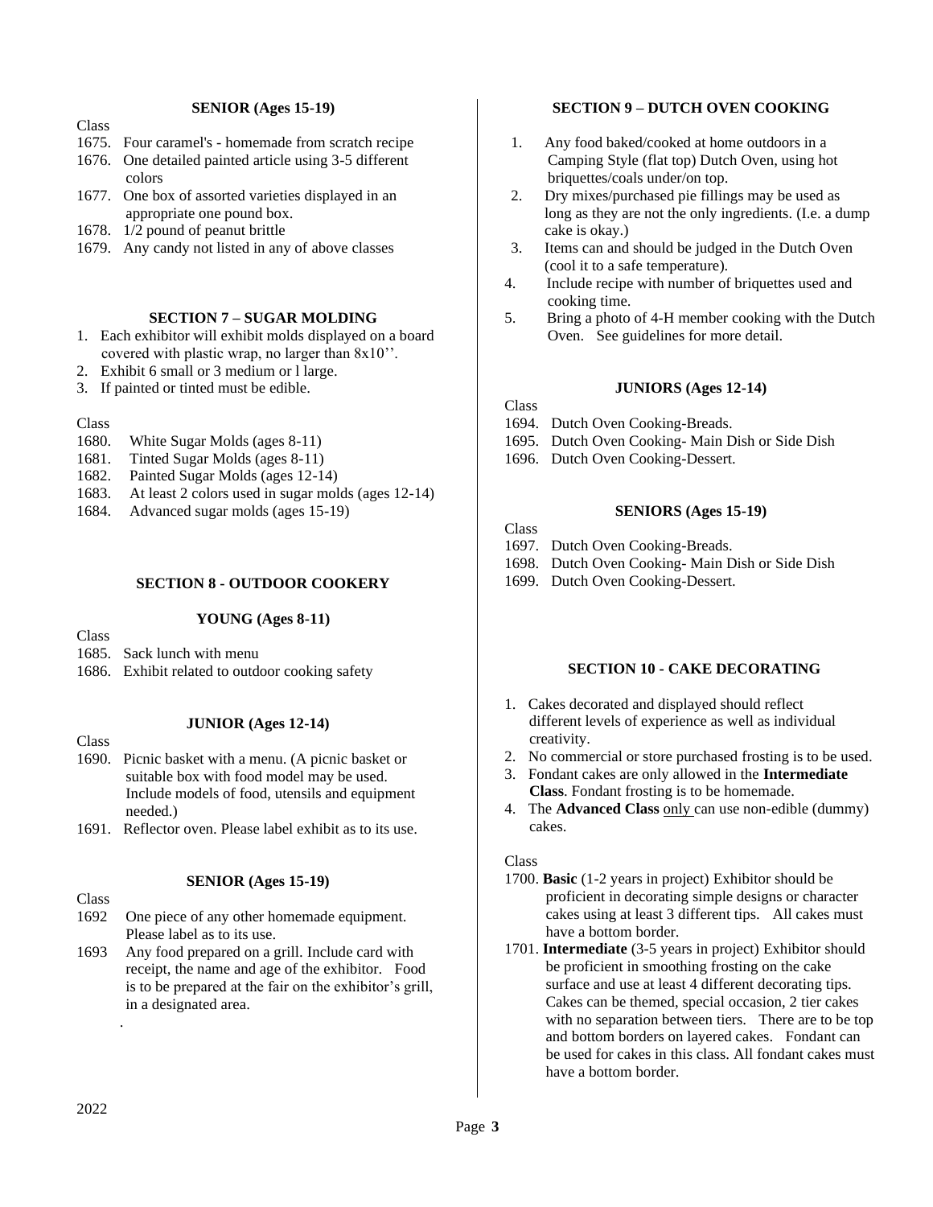### SENIOR (Ages 15-19)

Class

1675. Four caramel's - homemade from scratch recipe
1676. One detailed painted article using 3-5 different colors
1677. One box of assorted varieties displayed in an appropriate one pound box.
1678. 1/2 pound of peanut brittle
1679. Any candy not listed in any of above classes

## SECTION 7 – SUGAR MOLDING

1. Each exhibitor will exhibit molds displayed on a board covered with plastic wrap, no larger than 8x10''.
2. Exhibit 6 small or 3 medium or l large.
3. If painted or tinted must be edible.

Class

1680. White Sugar Molds (ages 8-11)
1681. Tinted Sugar Molds (ages 8-11)
1682. Painted Sugar Molds (ages 12-14)
1683. At least 2 colors used in sugar molds (ages 12-14)
1684. Advanced sugar molds (ages 15-19)

## SECTION 8 - OUTDOOR COOKERY

### YOUNG (Ages 8-11)

Class

1685. Sack lunch with menu
1686. Exhibit related to outdoor cooking safety

### JUNIOR (Ages 12-14)

Class

1690. Picnic basket with a menu. (A picnic basket or suitable box with food model may be used. Include models of food, utensils and equipment needed.)
1691. Reflector oven. Please label exhibit as to its use.

### SENIOR (Ages 15-19)

Class

1692 One piece of any other homemade equipment. Please label as to its use.

1693 Any food prepared on a grill. Include card with receipt, the name and age of the exhibitor. Food is to be prepared at the fair on the exhibitor's grill, in a designated area.

.

## SECTION 9 – DUTCH OVEN COOKING

1. Any food baked/cooked at home outdoors in a Camping Style (flat top) Dutch Oven, using hot briquettes/coals under/on top.
2. Dry mixes/purchased pie fillings may be used as long as they are not the only ingredients. (I.e. a dump cake is okay.)
3. Items can and should be judged in the Dutch Oven (cool it to a safe temperature).
4. Include recipe with number of briquettes used and cooking time.
5. Bring a photo of 4-H member cooking with the Dutch Oven. See guidelines for more detail.

### JUNIORS (Ages 12-14)

Class

1694. Dutch Oven Cooking-Breads.
1695. Dutch Oven Cooking- Main Dish or Side Dish
1696. Dutch Oven Cooking-Dessert.

### SENIORS (Ages 15-19)

Class

1697. Dutch Oven Cooking-Breads.
1698. Dutch Oven Cooking- Main Dish or Side Dish
1699. Dutch Oven Cooking-Dessert.

## SECTION 10 - CAKE DECORATING

1. Cakes decorated and displayed should reflect different levels of experience as well as individual creativity.
2. No commercial or store purchased frosting is to be used.
3. Fondant cakes are only allowed in the **Intermediate Class**. Fondant frosting is to be homemade.
4. The **Advanced Class** only can use non-edible (dummy) cakes.

Class

1700. **Basic** (1-2 years in project) Exhibitor should be proficient in decorating simple designs or character cakes using at least 3 different tips. All cakes must have a bottom border.
1701. **Intermediate** (3-5 years in project) Exhibitor should be proficient in smoothing frosting on the cake surface and use at least 4 different decorating tips. Cakes can be themed, special occasion, 2 tier cakes with no separation between tiers. There are to be top and bottom borders on layered cakes. Fondant can be used for cakes in this class. All fondant cakes must have a bottom border.

2022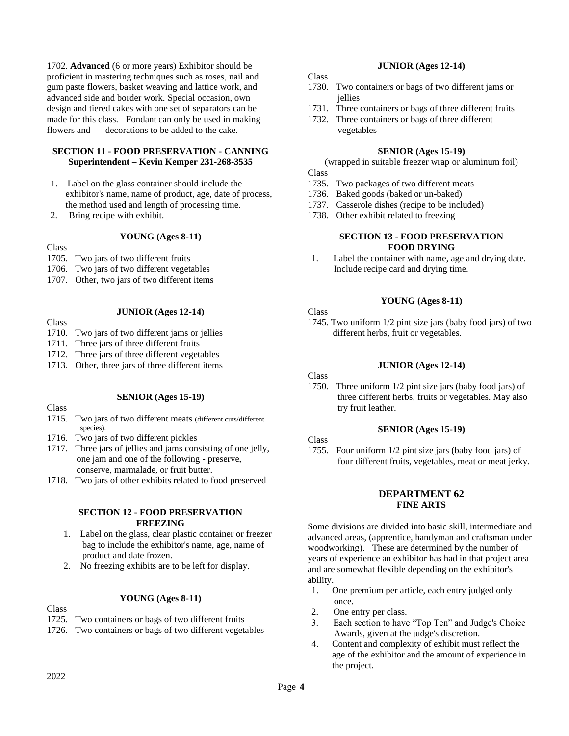1702. **Advanced** (6 or more years) Exhibitor should be proficient in mastering techniques such as roses, nail and gum paste flowers, basket weaving and lattice work, and advanced side and border work. Special occasion, own design and tiered cakes with one set of separators can be made for this class. Fondant can only be used in making flowers and decorations to be added to the cake.

### SECTION 11 - FOOD PRESERVATION - CANNING
**Superintendent – Kevin Kemper 231-268-3535**

1. Label on the glass container should include the exhibitor's name, name of product, age, date of process, the method used and length of processing time.
2. Bring recipe with exhibit.

#### YOUNG (Ages 8-11)

Class
1705. Two jars of two different fruits
1706. Two jars of two different vegetables
1707. Other, two jars of two different items

#### JUNIOR (Ages 12-14)

Class
1710. Two jars of two different jams or jellies
1711. Three jars of three different fruits
1712. Three jars of three different vegetables
1713. Other, three jars of three different items

#### SENIOR (Ages 15-19)

Class
1715. Two jars of two different meats (different cuts/different species).
1716. Two jars of two different pickles
1717. Three jars of jellies and jams consisting of one jelly, one jam and one of the following - preserve, conserve, marmalade, or fruit butter.
1718. Two jars of other exhibits related to food preserved

### SECTION 12 - FOOD PRESERVATION FREEZING

1. Label on the glass, clear plastic container or freezer bag to include the exhibitor's name, age, name of product and date frozen.
2. No freezing exhibits are to be left for display.

#### YOUNG (Ages 8-11)

Class
1725. Two containers or bags of two different fruits
1726. Two containers or bags of two different vegetables

#### JUNIOR (Ages 12-14)

Class
1730. Two containers or bags of two different jams or jellies
1731. Three containers or bags of three different fruits
1732. Three containers or bags of three different vegetables

#### SENIOR (Ages 15-19)

(wrapped in suitable freezer wrap or aluminum foil)

Class
1735. Two packages of two different meats
1736. Baked goods (baked or un-baked)
1737. Casserole dishes (recipe to be included)
1738. Other exhibit related to freezing

### SECTION 13 - FOOD PRESERVATION FOOD DRYING

1. Label the container with name, age and drying date. Include recipe card and drying time.

#### YOUNG (Ages 8-11)

Class
1745. Two uniform 1/2 pint size jars (baby food jars) of two different herbs, fruit or vegetables.

#### JUNIOR (Ages 12-14)

Class
1750. Three uniform 1/2 pint size jars (baby food jars) of three different herbs, fruits or vegetables. May also try fruit leather.

#### SENIOR (Ages 15-19)

Class
1755. Four uniform 1/2 pint size jars (baby food jars) of four different fruits, vegetables, meat or meat jerky.

## DEPARTMENT 62
## FINE ARTS

Some divisions are divided into basic skill, intermediate and advanced areas, (apprentice, handyman and craftsman under woodworking). These are determined by the number of years of experience an exhibitor has had in that project area and are somewhat flexible depending on the exhibitor's ability.

1. One premium per article, each entry judged only once.
2. One entry per class.
3. Each section to have "Top Ten" and Judge's Choice Awards, given at the judge's discretion.
4. Content and complexity of exhibit must reflect the age of the exhibitor and the amount of experience in the project.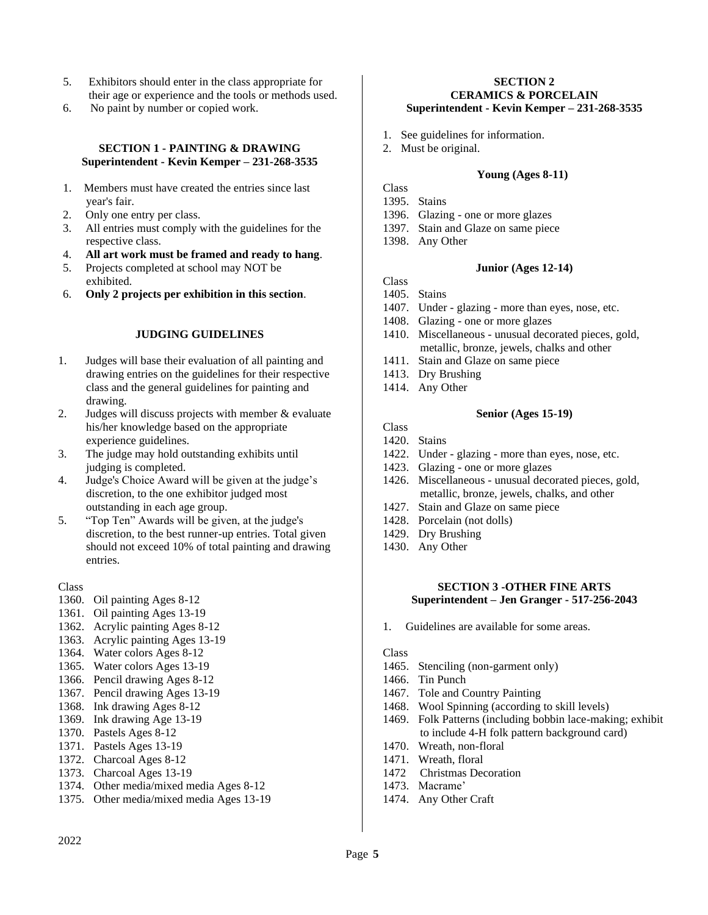5. Exhibitors should enter in the class appropriate for their age or experience and the tools or methods used.
6. No paint by number or copied work.

### SECTION 1 - PAINTING & DRAWING
**Superintendent - Kevin Kemper – 231-268-3535**

1. Members must have created the entries since last year's fair.
2. Only one entry per class.
3. All entries must comply with the guidelines for the respective class.
4. **All art work must be framed and ready to hang**.
5. Projects completed at school may NOT be exhibited.
6. **Only 2 projects per exhibition in this section**.

#### JUDGING GUIDELINES

1. Judges will base their evaluation of all painting and drawing entries on the guidelines for their respective class and the general guidelines for painting and drawing.
2. Judges will discuss projects with member & evaluate his/her knowledge based on the appropriate experience guidelines.
3. The judge may hold outstanding exhibits until judging is completed.
4. Judge's Choice Award will be given at the judge's discretion, to the one exhibitor judged most outstanding in each age group.
5. "Top Ten" Awards will be given, at the judge's discretion, to the best runner-up entries. Total given should not exceed 10% of total painting and drawing entries.

Class
1360. Oil painting Ages 8-12
1361. Oil painting Ages 13-19
1362. Acrylic painting Ages 8-12
1363. Acrylic painting Ages 13-19
1364. Water colors Ages 8-12
1365. Water colors Ages 13-19
1366. Pencil drawing Ages 8-12
1367. Pencil drawing Ages 13-19
1368. Ink drawing Ages 8-12
1369. Ink drawing Age 13-19
1370. Pastels Ages 8-12
1371. Pastels Ages 13-19
1372. Charcoal Ages 8-12
1373. Charcoal Ages 13-19
1374. Other media/mixed media Ages 8-12
1375. Other media/mixed media Ages 13-19

### SECTION 2
### CERAMICS & PORCELAIN
**Superintendent - Kevin Kemper – 231-268-3535**

1. See guidelines for information.
2. Must be original.

#### Young (Ages 8-11)

Class
1395. Stains
1396. Glazing - one or more glazes
1397. Stain and Glaze on same piece
1398. Any Other

#### Junior (Ages 12-14)

Class
1405. Stains
1407. Under - glazing - more than eyes, nose, etc.
1408. Glazing - one or more glazes
1410. Miscellaneous - unusual decorated pieces, gold, metallic, bronze, jewels, chalks and other
1411. Stain and Glaze on same piece
1413. Dry Brushing
1414. Any Other

#### Senior (Ages 15-19)

Class
1420. Stains
1422. Under - glazing - more than eyes, nose, etc.
1423. Glazing - one or more glazes
1426. Miscellaneous - unusual decorated pieces, gold, metallic, bronze, jewels, chalks, and other
1427. Stain and Glaze on same piece
1428. Porcelain (not dolls)
1429. Dry Brushing
1430. Any Other

### SECTION 3 -OTHER FINE ARTS
**Superintendent – Jen Granger - 517-256-2043**

1. Guidelines are available for some areas.

Class
1465. Stenciling (non-garment only)
1466. Tin Punch
1467. Tole and Country Painting
1468. Wool Spinning (according to skill levels)
1469. Folk Patterns (including bobbin lace-making; exhibit to include 4-H folk pattern background card)
1470. Wreath, non-floral
1471. Wreath, floral
1472 Christmas Decoration
1473. Macrame'
1474. Any Other Craft

2022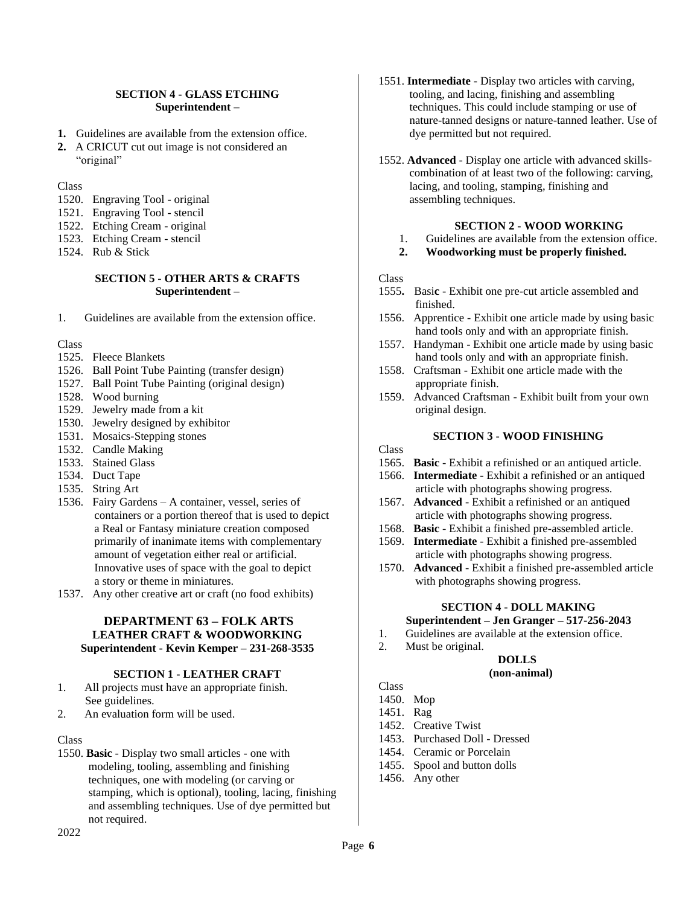#### SECTION 4 - GLASS ETCHING
**Superintendent –**

1. Guidelines are available from the extension office.
2. A CRICUT cut out image is not considered an "original"

Class
1520. Engraving Tool - original
1521. Engraving Tool - stencil
1522. Etching Cream - original
1523. Etching Cream - stencil
1524. Rub & Stick

#### SECTION 5 - OTHER ARTS & CRAFTS
**Superintendent –**

1. Guidelines are available from the extension office.

Class
1525. Fleece Blankets
1526. Ball Point Tube Painting (transfer design)
1527. Ball Point Tube Painting (original design)
1528. Wood burning
1529. Jewelry made from a kit
1530. Jewelry designed by exhibitor
1531. Mosaics-Stepping stones
1532. Candle Making
1533. Stained Glass
1534. Duct Tape
1535. String Art
1536. Fairy Gardens – A container, vessel, series of containers or a portion thereof that is used to depict a Real or Fantasy miniature creation composed primarily of inanimate items with complementary amount of vegetation either real or artificial. Innovative uses of space with the goal to depict a story or theme in miniatures.
1537. Any other creative art or craft (no food exhibits)

## DEPARTMENT 63 – FOLK ARTS
### LEATHER CRAFT & WOODWORKING
**Superintendent - Kevin Kemper – 231-268-3535**

#### SECTION 1 - LEATHER CRAFT

1. All projects must have an appropriate finish. See guidelines.
2. An evaluation form will be used.

Class
1550. **Basic** - Display two small articles - one with modeling, tooling, assembling and finishing techniques, one with modeling (or carving or stamping, which is optional), tooling, lacing, finishing and assembling techniques. Use of dye permitted but not required.
1551. **Intermediate** - Display two articles with carving, tooling, and lacing, finishing and assembling techniques. This could include stamping or use of nature-tanned designs or nature-tanned leather. Use of dye permitted but not required.
1552. **Advanced** - Display one article with advanced skills- combination of at least two of the following: carving, lacing, and tooling, stamping, finishing and assembling techniques.

#### SECTION 2 - WOOD WORKING

1. Guidelines are available from the extension office.
2. **Woodworking must be properly finished.**

Class
1555. Basic - Exhibit one pre-cut article assembled and finished.
1556. Apprentice - Exhibit one article made by using basic hand tools only and with an appropriate finish.
1557. Handyman - Exhibit one article made by using basic hand tools only and with an appropriate finish.
1558. Craftsman - Exhibit one article made with the appropriate finish.
1559. Advanced Craftsman - Exhibit built from your own original design.

#### SECTION 3 - WOOD FINISHING

Class
1565. **Basic** - Exhibit a refinished or an antiqued article.
1566. **Intermediate** - Exhibit a refinished or an antiqued article with photographs showing progress.
1567. **Advanced** - Exhibit a refinished or an antiqued article with photographs showing progress.
1568. **Basic** - Exhibit a finished pre-assembled article.
1569. **Intermediate** - Exhibit a finished pre-assembled article with photographs showing progress.
1570. **Advanced** - Exhibit a finished pre-assembled article with photographs showing progress.

#### SECTION 4 - DOLL MAKING
**Superintendent – Jen Granger – 517-256-2043**

1. Guidelines are available at the extension office.
2. Must be original.

**DOLLS**
**(non-animal)**

Class
1450. Mop
1451. Rag
1452. Creative Twist
1453. Purchased Doll - Dressed
1454. Ceramic or Porcelain
1455. Spool and button dolls
1456. Any other

2022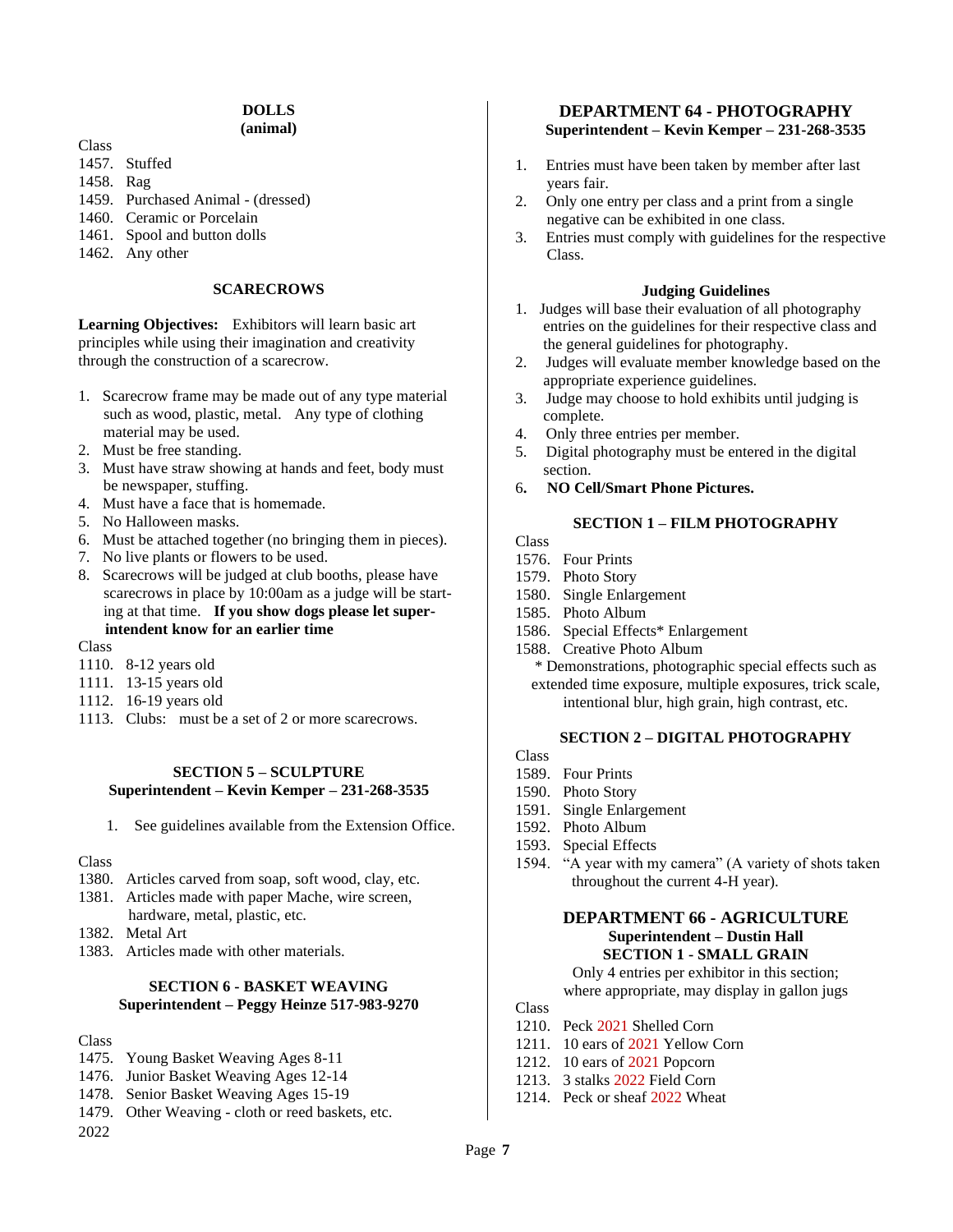### DOLLS
**(animal)**

Class
1457. Stuffed
1458. Rag
1459. Purchased Animal - (dressed)
1460. Ceramic or Porcelain
1461. Spool and button dolls
1462. Any other

### SCARECROWS

**Learning Objectives:** Exhibitors will learn basic art principles while using their imagination and creativity through the construction of a scarecrow.

1. Scarecrow frame may be made out of any type material such as wood, plastic, metal. Any type of clothing material may be used.
2. Must be free standing.
3. Must have straw showing at hands and feet, body must be newspaper, stuffing.
4. Must have a face that is homemade.
5. No Halloween masks.
6. Must be attached together (no bringing them in pieces).
7. No live plants or flowers to be used.
8. Scarecrows will be judged at club booths, please have scarecrows in place by 10:00am as a judge will be starting at that time. **If you show dogs please let superintendent know for an earlier time**

Class
1110. 8-12 years old
1111. 13-15 years old
1112. 16-19 years old
1113. Clubs: must be a set of 2 or more scarecrows.

### SECTION 5 – SCULPTURE
**Superintendent – Kevin Kemper – 231-268-3535**

1. See guidelines available from the Extension Office.

Class
1380. Articles carved from soap, soft wood, clay, etc.
1381. Articles made with paper Mache, wire screen, hardware, metal, plastic, etc.
1382. Metal Art
1383. Articles made with other materials.

### SECTION 6 - BASKET WEAVING
**Superintendent – Peggy Heinze 517-983-9270**

Class
1475. Young Basket Weaving Ages 8-11
1476. Junior Basket Weaving Ages 12-14
1478. Senior Basket Weaving Ages 15-19
1479. Other Weaving - cloth or reed baskets, etc.

2022

## DEPARTMENT 64 - PHOTOGRAPHY
**Superintendent – Kevin Kemper – 231-268-3535**

1. Entries must have been taken by member after last years fair.
2. Only one entry per class and a print from a single negative can be exhibited in one class.
3. Entries must comply with guidelines for the respective Class.

### Judging Guidelines

1. Judges will base their evaluation of all photography entries on the guidelines for their respective class and the general guidelines for photography.
2. Judges will evaluate member knowledge based on the appropriate experience guidelines.
3. Judge may choose to hold exhibits until judging is complete.
4. Only three entries per member.
5. Digital photography must be entered in the digital section.
6. **NO Cell/Smart Phone Pictures.**

### SECTION 1 – FILM PHOTOGRAPHY

Class
1576. Four Prints
1579. Photo Story
1580. Single Enlargement
1585. Photo Album
1586. Special Effects* Enlargement
1588. Creative Photo Album

\* Demonstrations, photographic special effects such as extended time exposure, multiple exposures, trick scale, intentional blur, high grain, high contrast, etc.

### SECTION 2 – DIGITAL PHOTOGRAPHY

Class
1589. Four Prints
1590. Photo Story
1591. Single Enlargement
1592. Photo Album
1593. Special Effects
1594. "A year with my camera" (A variety of shots taken throughout the current 4-H year).

## DEPARTMENT 66 - AGRICULTURE
**Superintendent – Dustin Hall**

### SECTION 1 - SMALL GRAIN

Only 4 entries per exhibitor in this section; where appropriate, may display in gallon jugs

Class
1210. Peck 2021 Shelled Corn
1211. 10 ears of 2021 Yellow Corn
1212. 10 ears of 2021 Popcorn
1213. 3 stalks 2022 Field Corn
1214. Peck or sheaf 2022 Wheat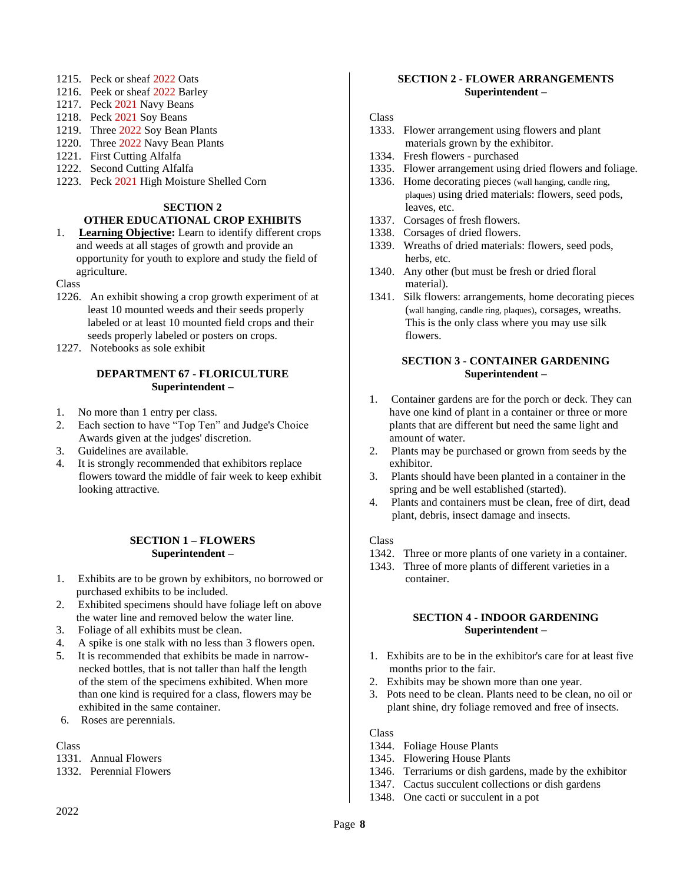1215. Peck or sheaf 2022 Oats
1216. Peek or sheaf 2022 Barley
1217. Peck 2021 Navy Beans
1218. Peck 2021 Soy Beans
1219. Three 2022 Soy Bean Plants
1220. Three 2022 Navy Bean Plants
1221. First Cutting Alfalfa
1222. Second Cutting Alfalfa
1223. Peck 2021 High Moisture Shelled Corn

### SECTION 2
### OTHER EDUCATIONAL CROP EXHIBITS

1. **Learning Objective:** Learn to identify different crops and weeds at all stages of growth and provide an opportunity for youth to explore and study the field of agriculture.

Class
1226. An exhibit showing a crop growth experiment of at least 10 mounted weeds and their seeds properly labeled or at least 10 mounted field crops and their seeds properly labeled or posters on crops.
1227. Notebooks as sole exhibit

## DEPARTMENT 67 - FLORICULTURE
**Superintendent –**

1. No more than 1 entry per class.
2. Each section to have "Top Ten" and Judge's Choice Awards given at the judges' discretion.
3. Guidelines are available.
4. It is strongly recommended that exhibitors replace flowers toward the middle of fair week to keep exhibit looking attractive.

### SECTION 1 – FLOWERS
**Superintendent –**

1. Exhibits are to be grown by exhibitors, no borrowed or purchased exhibits to be included.
2. Exhibited specimens should have foliage left on above the water line and removed below the water line.
3. Foliage of all exhibits must be clean.
4. A spike is one stalk with no less than 3 flowers open.
5. It is recommended that exhibits be made in narrow-necked bottles, that is not taller than half the length of the stem of the specimens exhibited. When more than one kind is required for a class, flowers may be exhibited in the same container.
6. Roses are perennials.

Class
1331. Annual Flowers
1332. Perennial Flowers

### SECTION 2 - FLOWER ARRANGEMENTS
**Superintendent –**

Class
1333. Flower arrangement using flowers and plant materials grown by the exhibitor.
1334. Fresh flowers - purchased
1335. Flower arrangement using dried flowers and foliage.
1336. Home decorating pieces (wall hanging, candle ring, plaques) using dried materials: flowers, seed pods, leaves, etc.
1337. Corsages of fresh flowers.
1338. Corsages of dried flowers.
1339. Wreaths of dried materials: flowers, seed pods, herbs, etc.
1340. Any other (but must be fresh or dried floral material).
1341. Silk flowers: arrangements, home decorating pieces (wall hanging, candle ring, plaques), corsages, wreaths. This is the only class where you may use silk flowers.

### SECTION 3 - CONTAINER GARDENING
**Superintendent –**

1. Container gardens are for the porch or deck. They can have one kind of plant in a container or three or more plants that are different but need the same light and amount of water.
2. Plants may be purchased or grown from seeds by the exhibitor.
3. Plants should have been planted in a container in the spring and be well established (started).
4. Plants and containers must be clean, free of dirt, dead plant, debris, insect damage and insects.

Class
1342. Three or more plants of one variety in a container.
1343. Three of more plants of different varieties in a container.

### SECTION 4 - INDOOR GARDENING
**Superintendent –**

1. Exhibits are to be in the exhibitor's care for at least five months prior to the fair.
2. Exhibits may be shown more than one year.
3. Pots need to be clean. Plants need to be clean, no oil or plant shine, dry foliage removed and free of insects.

Class
1344. Foliage House Plants
1345. Flowering House Plants
1346. Terrariums or dish gardens, made by the exhibitor
1347. Cactus succulent collections or dish gardens
1348. One cacti or succulent in a pot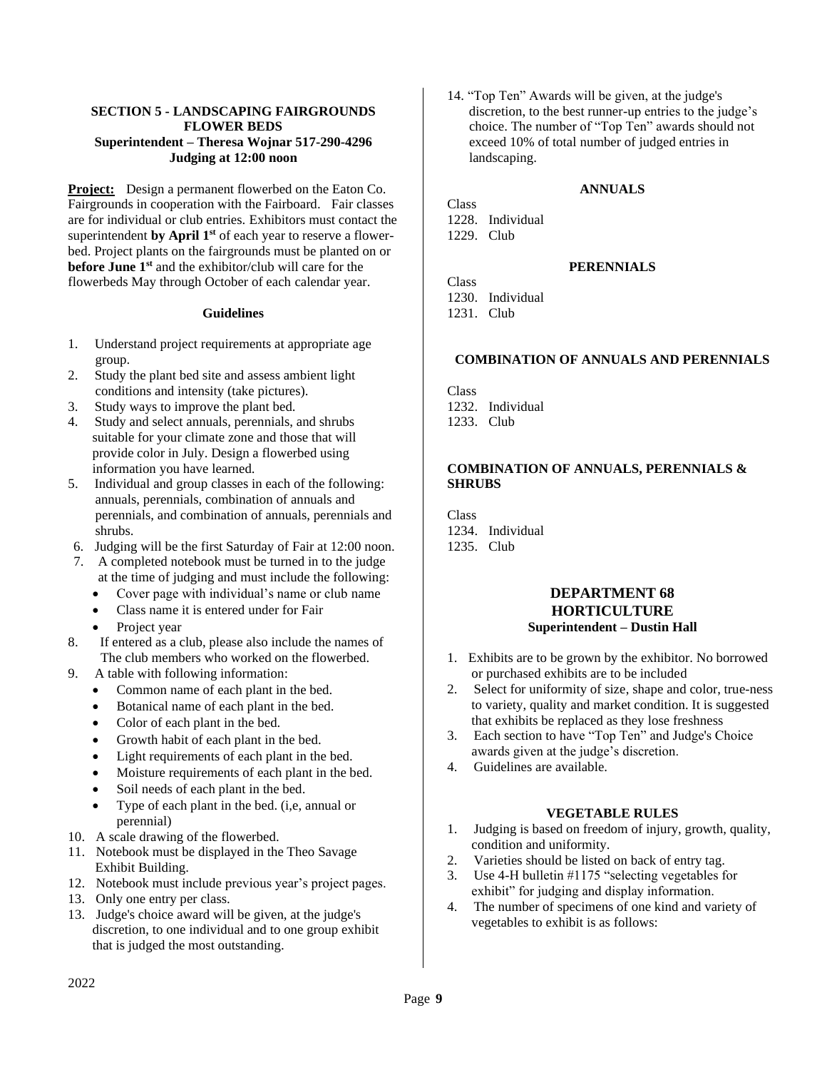### SECTION 5 - LANDSCAPING FAIRGROUNDS FLOWER BEDS
**Superintendent – Theresa Wojnar 517-290-4296**
**Judging at 12:00 noon**

**Project:** Design a permanent flowerbed on the Eaton Co. Fairgrounds in cooperation with the Fairboard. Fair classes are for individual or club entries. Exhibitors must contact the superintendent **by April 1st** of each year to reserve a flower-bed. Project plants on the fairgrounds must be planted on or **before June 1st** and the exhibitor/club will care for the flowerbeds May through October of each calendar year.

**Guidelines**

1. Understand project requirements at appropriate age group.
2. Study the plant bed site and assess ambient light conditions and intensity (take pictures).
3. Study ways to improve the plant bed.
4. Study and select annuals, perennials, and shrubs suitable for your climate zone and those that will provide color in July. Design a flowerbed using information you have learned.
5. Individual and group classes in each of the following: annuals, perennials, combination of annuals and perennials, and combination of annuals, perennials and shrubs.
6. Judging will be the first Saturday of Fair at 12:00 noon.
7. A completed notebook must be turned in to the judge at the time of judging and must include the following:
   - Cover page with individual's name or club name
   - Class name it is entered under for Fair
   - Project year
8. If entered as a club, please also include the names of The club members who worked on the flowerbed.
9. A table with following information:
   - Common name of each plant in the bed.
   - Botanical name of each plant in the bed.
   - Color of each plant in the bed.
   - Growth habit of each plant in the bed.
   - Light requirements of each plant in the bed.
   - Moisture requirements of each plant in the bed.
   - Soil needs of each plant in the bed.
   - Type of each plant in the bed. (i,e, annual or perennial)
10. A scale drawing of the flowerbed.
11. Notebook must be displayed in the Theo Savage Exhibit Building.
12. Notebook must include previous year's project pages.
13. Only one entry per class.
13. Judge's choice award will be given, at the judge's discretion, to one individual and to one group exhibit that is judged the most outstanding.
14. "Top Ten" Awards will be given, at the judge's discretion, to the best runner-up entries to the judge's choice. The number of "Top Ten" awards should not exceed 10% of total number of judged entries in landscaping.

**ANNUALS**

Class
1228. Individual
1229. Club

**PERENNIALS**

Class
1230. Individual
1231. Club

**COMBINATION OF ANNUALS AND PERENNIALS**

Class
1232. Individual
1233. Club

**COMBINATION OF ANNUALS, PERENNIALS & SHRUBS**

Class
1234. Individual
1235. Club

## DEPARTMENT 68 HORTICULTURE
**Superintendent – Dustin Hall**

1. Exhibits are to be grown by the exhibitor. No borrowed or purchased exhibits are to be included
2. Select for uniformity of size, shape and color, true-ness to variety, quality and market condition. It is suggested that exhibits be replaced as they lose freshness
3. Each section to have "Top Ten" and Judge's Choice awards given at the judge's discretion.
4. Guidelines are available.

**VEGETABLE RULES**

1. Judging is based on freedom of injury, growth, quality, condition and uniformity.
2. Varieties should be listed on back of entry tag.
3. Use 4-H bulletin #1175 "selecting vegetables for exhibit" for judging and display information.
4. The number of specimens of one kind and variety of vegetables to exhibit is as follows: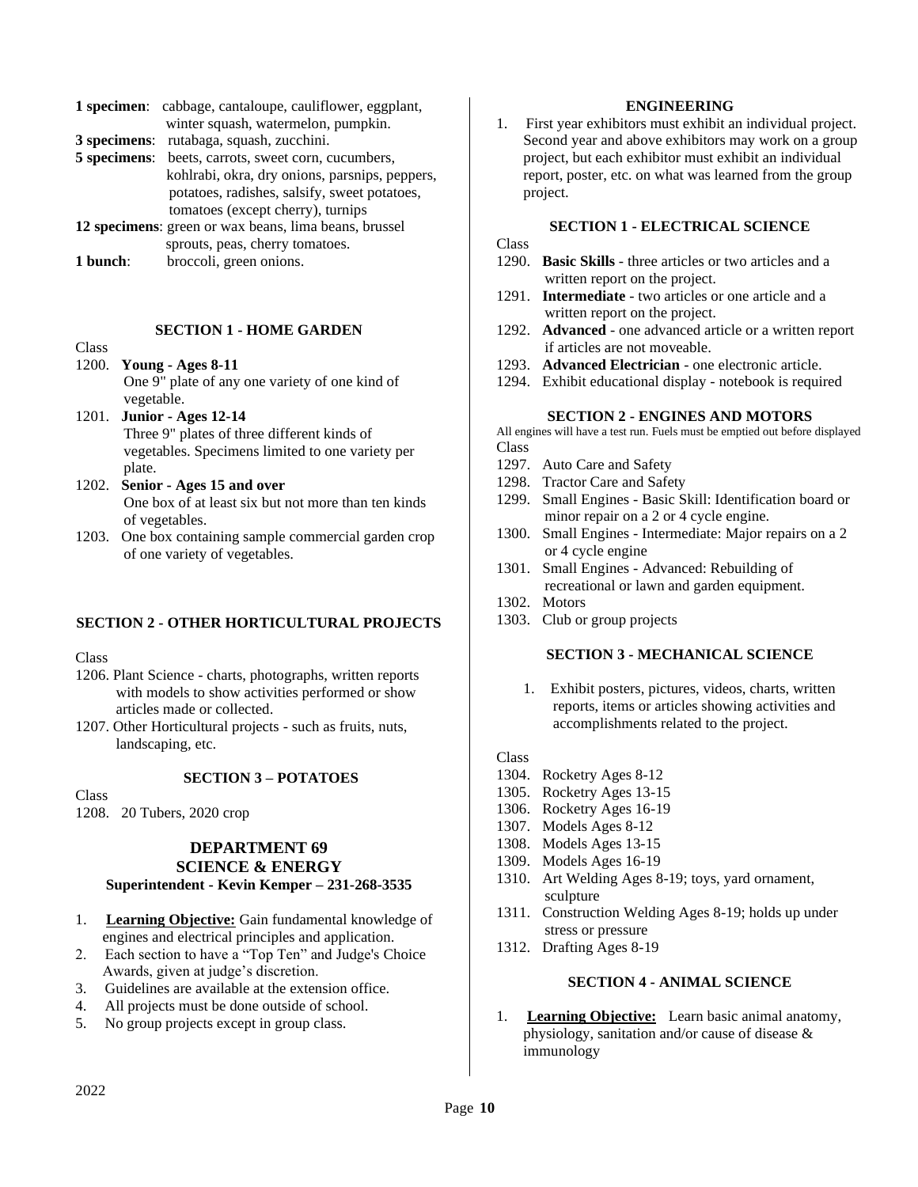**1 specimen**: cabbage, cantaloupe, cauliflower, eggplant, winter squash, watermelon, pumpkin.

**3 specimens**: rutabaga, squash, zucchini.

**5 specimens**: beets, carrots, sweet corn, cucumbers, kohlrabi, okra, dry onions, parsnips, peppers, potatoes, radishes, salsify, sweet potatoes, tomatoes (except cherry), turnips

**12 specimens**: green or wax beans, lima beans, brussel sprouts, peas, cherry tomatoes.

**1 bunch**: broccoli, green onions.

### SECTION 1 - HOME GARDEN

Class

1200. **Young - Ages 8-11**
 One 9" plate of any one variety of one kind of vegetable.
1201. **Junior - Ages 12-14**
 Three 9" plates of three different kinds of vegetables. Specimens limited to one variety per plate.
1202. **Senior - Ages 15 and over**
 One box of at least six but not more than ten kinds of vegetables.
1203. One box containing sample commercial garden crop of one variety of vegetables.

### SECTION 2 - OTHER HORTICULTURAL PROJECTS

Class

1206. Plant Science - charts, photographs, written reports with models to show activities performed or show articles made or collected.
1207. Other Horticultural projects - such as fruits, nuts, landscaping, etc.

### SECTION 3 – POTATOES

Class

1208. 20 Tubers, 2020 crop

## DEPARTMENT 69
## SCIENCE & ENERGY
### Superintendent - Kevin Kemper – 231-268-3535

1. **Learning Objective:** Gain fundamental knowledge of engines and electrical principles and application.
2. Each section to have a "Top Ten" and Judge's Choice Awards, given at judge's discretion.
3. Guidelines are available at the extension office.
4. All projects must be done outside of school.
5. No group projects except in group class.

### ENGINEERING

1. First year exhibitors must exhibit an individual project. Second year and above exhibitors may work on a group project, but each exhibitor must exhibit an individual report, poster, etc. on what was learned from the group project.

### SECTION 1 - ELECTRICAL SCIENCE

Class

1290. **Basic Skills** - three articles or two articles and a written report on the project.
1291. **Intermediate** - two articles or one article and a written report on the project.
1292. **Advanced** - one advanced article or a written report if articles are not moveable.
1293. **Advanced Electrician** - one electronic article.
1294. Exhibit educational display - notebook is required

### SECTION 2 - ENGINES AND MOTORS

All engines will have a test run. Fuels must be emptied out before displayed

Class

1297. Auto Care and Safety
1298. Tractor Care and Safety
1299. Small Engines - Basic Skill: Identification board or minor repair on a 2 or 4 cycle engine.
1300. Small Engines - Intermediate: Major repairs on a 2 or 4 cycle engine
1301. Small Engines - Advanced: Rebuilding of recreational or lawn and garden equipment.
1302. Motors
1303. Club or group projects

### SECTION 3 - MECHANICAL SCIENCE

1. Exhibit posters, pictures, videos, charts, written reports, items or articles showing activities and accomplishments related to the project.

Class

1304. Rocketry Ages 8-12
1305. Rocketry Ages 13-15
1306. Rocketry Ages 16-19
1307. Models Ages 8-12
1308. Models Ages 13-15
1309. Models Ages 16-19
1310. Art Welding Ages 8-19; toys, yard ornament, sculpture
1311. Construction Welding Ages 8-19; holds up under stress or pressure
1312. Drafting Ages 8-19

### SECTION 4 - ANIMAL SCIENCE

1. **Learning Objective:** Learn basic animal anatomy, physiology, sanitation and/or cause of disease & immunology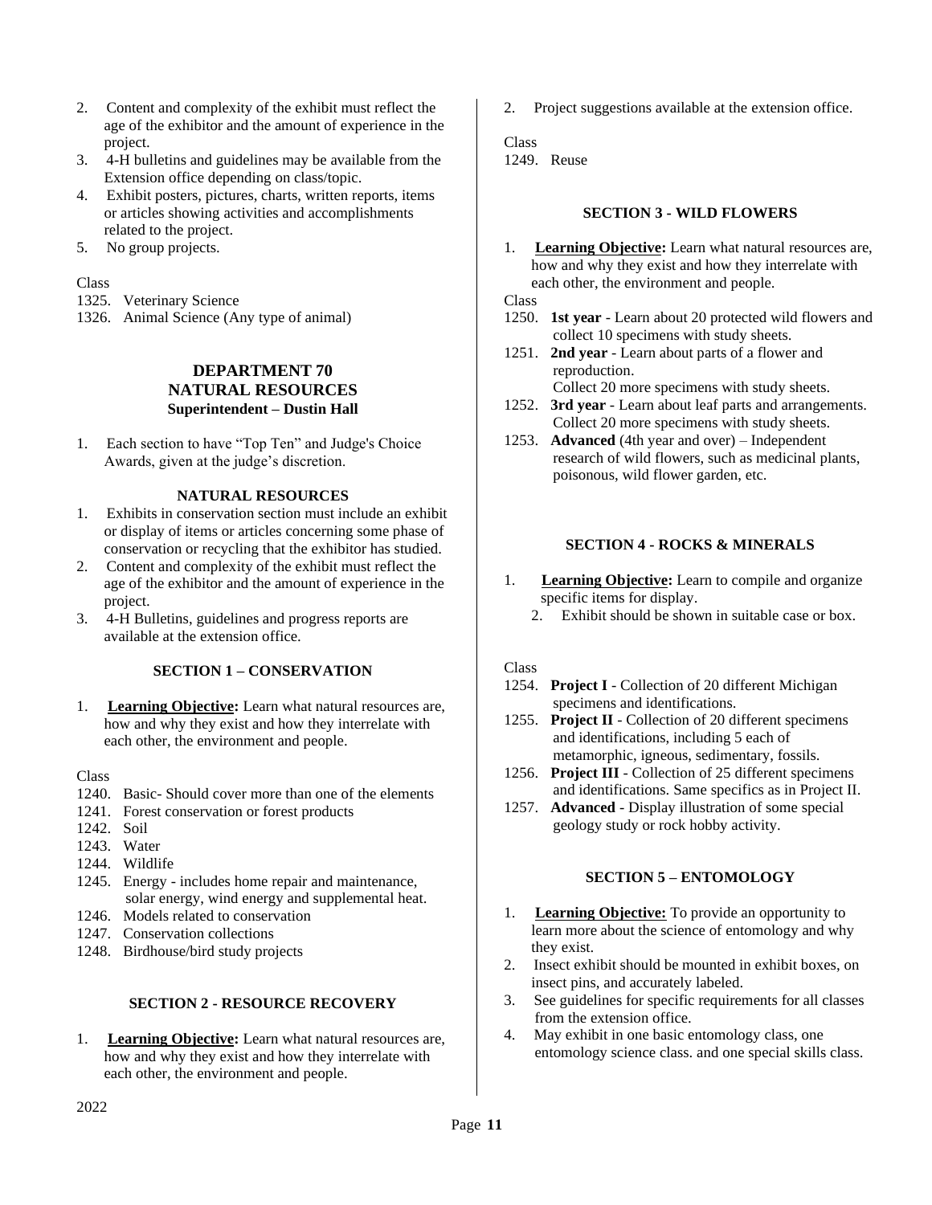2. Content and complexity of the exhibit must reflect the age of the exhibitor and the amount of experience in the project.
3. 4-H bulletins and guidelines may be available from the Extension office depending on class/topic.
4. Exhibit posters, pictures, charts, written reports, items or articles showing activities and accomplishments related to the project.
5. No group projects.

Class
1325. Veterinary Science
1326. Animal Science (Any type of animal)

## DEPARTMENT 70
## NATURAL RESOURCES
**Superintendent – Dustin Hall**

1. Each section to have "Top Ten" and Judge's Choice Awards, given at the judge's discretion.

### NATURAL RESOURCES

1. Exhibits in conservation section must include an exhibit or display of items or articles concerning some phase of conservation or recycling that the exhibitor has studied.
2. Content and complexity of the exhibit must reflect the age of the exhibitor and the amount of experience in the project.
3. 4-H Bulletins, guidelines and progress reports are available at the extension office.

### SECTION 1 – CONSERVATION

1. **Learning Objective:** Learn what natural resources are, how and why they exist and how they interrelate with each other, the environment and people.

Class
1240. Basic- Should cover more than one of the elements
1241. Forest conservation or forest products
1242. Soil
1243. Water
1244. Wildlife
1245. Energy - includes home repair and maintenance, solar energy, wind energy and supplemental heat.
1246. Models related to conservation
1247. Conservation collections
1248. Birdhouse/bird study projects

### SECTION 2 - RESOURCE RECOVERY

1. **Learning Objective:** Learn what natural resources are, how and why they exist and how they interrelate with each other, the environment and people.
2. Project suggestions available at the extension office.

Class
1249. Reuse

### SECTION 3 - WILD FLOWERS

1. **Learning Objective:** Learn what natural resources are, how and why they exist and how they interrelate with each other, the environment and people.

Class
1250. **1st year** - Learn about 20 protected wild flowers and collect 10 specimens with study sheets.
1251. **2nd year** - Learn about parts of a flower and reproduction.
Collect 20 more specimens with study sheets.
1252. **3rd year** - Learn about leaf parts and arrangements. Collect 20 more specimens with study sheets.
1253. **Advanced** (4th year and over) – Independent research of wild flowers, such as medicinal plants, poisonous, wild flower garden, etc.

### SECTION 4 - ROCKS & MINERALS

1. **Learning Objective:** Learn to compile and organize specific items for display.
2. Exhibit should be shown in suitable case or box.

Class
1254. **Project I** - Collection of 20 different Michigan specimens and identifications.
1255. **Project II** - Collection of 20 different specimens and identifications, including 5 each of metamorphic, igneous, sedimentary, fossils.
1256. **Project III** - Collection of 25 different specimens and identifications. Same specifics as in Project II.
1257. **Advanced** - Display illustration of some special geology study or rock hobby activity.

### SECTION 5 – ENTOMOLOGY

1. **Learning Objective:** To provide an opportunity to learn more about the science of entomology and why they exist.
2. Insect exhibit should be mounted in exhibit boxes, on insect pins, and accurately labeled.
3. See guidelines for specific requirements for all classes from the extension office.
4. May exhibit in one basic entomology class, one entomology science class. and one special skills class.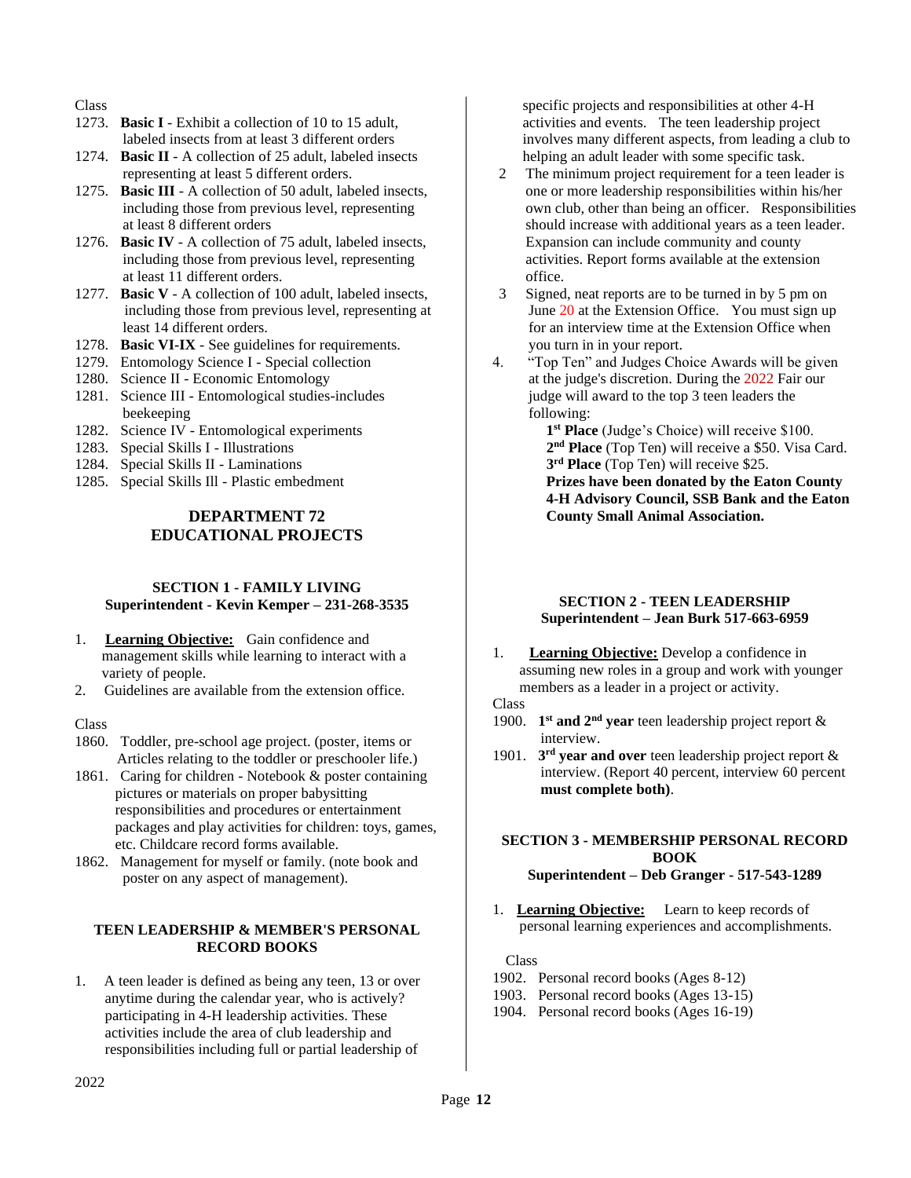Class

1273. **Basic I** - Exhibit a collection of 10 to 15 adult, labeled insects from at least 3 different orders
1274. **Basic II** - A collection of 25 adult, labeled insects representing at least 5 different orders.
1275. **Basic III** - A collection of 50 adult, labeled insects, including those from previous level, representing at least 8 different orders
1276. **Basic IV** - A collection of 75 adult, labeled insects, including those from previous level, representing at least 11 different orders.
1277. **Basic V** - A collection of 100 adult, labeled insects, including those from previous level, representing at least 14 different orders.
1278. **Basic VI-IX** - See guidelines for requirements.
1279. Entomology Science I - Special collection
1280. Science II - Economic Entomology
1281. Science III - Entomological studies-includes beekeeping
1282. Science IV - Entomological experiments
1283. Special Skills I - Illustrations
1284. Special Skills II - Laminations
1285. Special Skills Ill - Plastic embedment

## DEPARTMENT 72
## EDUCATIONAL PROJECTS

### SECTION 1 - FAMILY LIVING
**Superintendent - Kevin Kemper – 231-268-3535**

1. **Learning Objective:** Gain confidence and management skills while learning to interact with a variety of people.
2. Guidelines are available from the extension office.

Class

1860. Toddler, pre-school age project. (poster, items or Articles relating to the toddler or preschooler life.)
1861. Caring for children - Notebook & poster containing pictures or materials on proper babysitting responsibilities and procedures or entertainment packages and play activities for children: toys, games, etc. Childcare record forms available.
1862. Management for myself or family. (note book and poster on any aspect of management).

### TEEN LEADERSHIP & MEMBER'S PERSONAL RECORD BOOKS

1. A teen leader is defined as being any teen, 13 or over anytime during the calendar year, who is actively? participating in 4-H leadership activities. These activities include the area of club leadership and responsibilities including full or partial leadership of specific projects and responsibilities at other 4-H activities and events. The teen leadership project involves many different aspects, from leading a club to helping an adult leader with some specific task.
2. The minimum project requirement for a teen leader is one or more leadership responsibilities within his/her own club, other than being an officer. Responsibilities should increase with additional years as a teen leader. Expansion can include community and county activities. Report forms available at the extension office.
3. Signed, neat reports are to be turned in by 5 pm on June 20 at the Extension Office. You must sign up for an interview time at the Extension Office when you turn in in your report.
4. "Top Ten" and Judges Choice Awards will be given at the judge's discretion. During the 2022 Fair our judge will award to the top 3 teen leaders the following:

   **1st Place** (Judge's Choice) will receive $100.
   **2nd Place** (Top Ten) will receive a $50. Visa Card.
   **3rd Place** (Top Ten) will receive $25.
   **Prizes have been donated by the Eaton County 4-H Advisory Council, SSB Bank and the Eaton County Small Animal Association.**

### SECTION 2 - TEEN LEADERSHIP
**Superintendent – Jean Burk 517-663-6959**

1. **Learning Objective:** Develop a confidence in assuming new roles in a group and work with younger members as a leader in a project or activity.

Class

1900. **1st and 2nd year** teen leadership project report & interview.
1901. **3rd year and over** teen leadership project report & interview. (Report 40 percent, interview 60 percent **must complete both)**.

### SECTION 3 - MEMBERSHIP PERSONAL RECORD BOOK
**Superintendent – Deb Granger - 517-543-1289**

1. **Learning Objective:** Learn to keep records of personal learning experiences and accomplishments.

Class

1902. Personal record books (Ages 8-12)
1903. Personal record books (Ages 13-15)
1904. Personal record books (Ages 16-19)

2022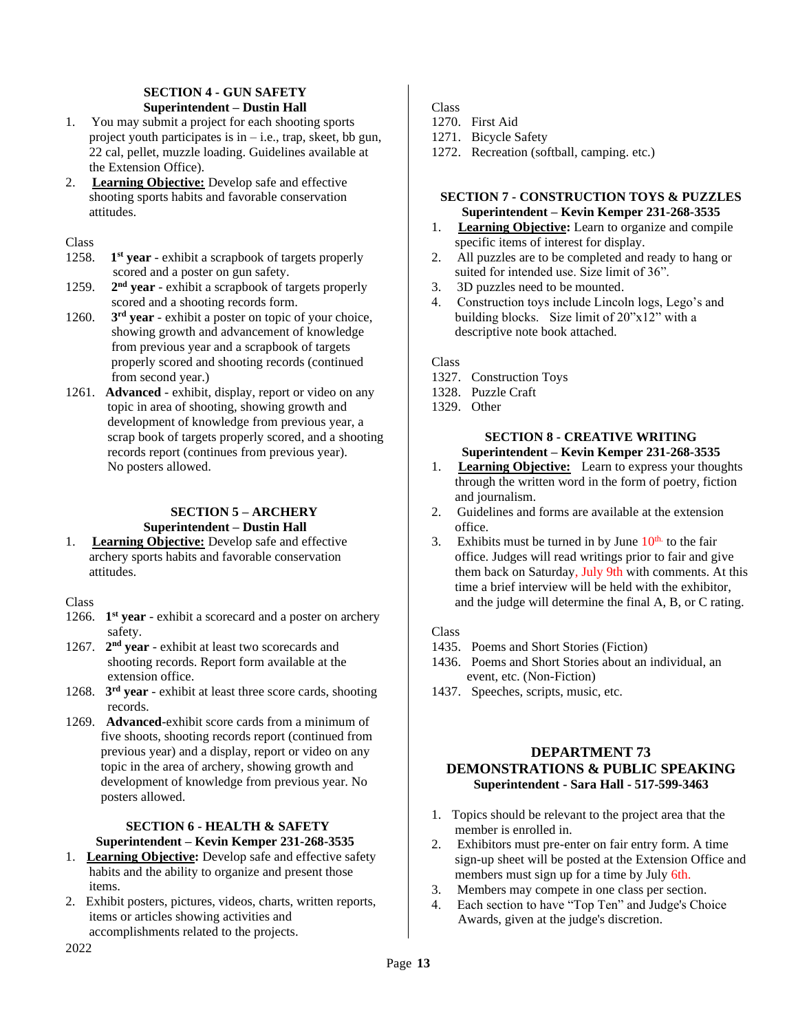### SECTION 4 - GUN SAFETY
**Superintendent – Dustin Hall**

1. You may submit a project for each shooting sports project youth participates is in – i.e., trap, skeet, bb gun, 22 cal, pellet, muzzle loading. Guidelines available at the Extension Office).
2. **Learning Objective:** Develop safe and effective shooting sports habits and favorable conservation attitudes.

Class

1258. **1st year** - exhibit a scrapbook of targets properly scored and a poster on gun safety.
1259. **2nd year** - exhibit a scrapbook of targets properly scored and a shooting records form.
1260. **3rd year** - exhibit a poster on topic of your choice, showing growth and advancement of knowledge from previous year and a scrapbook of targets properly scored and shooting records (continued from second year.)
1261. **Advanced** - exhibit, display, report or video on any topic in area of shooting, showing growth and development of knowledge from previous year, a scrap book of targets properly scored, and a shooting records report (continues from previous year). No posters allowed.

### SECTION 5 – ARCHERY
**Superintendent – Dustin Hall**

1. **Learning Objective:** Develop safe and effective archery sports habits and favorable conservation attitudes.

Class

1266. **1st year** - exhibit a scorecard and a poster on archery safety.
1267. **2nd year** - exhibit at least two scorecards and shooting records. Report form available at the extension office.
1268. **3rd year** - exhibit at least three score cards, shooting records.
1269. **Advanced**-exhibit score cards from a minimum of five shoots, shooting records report (continued from previous year) and a display, report or video on any topic in the area of archery, showing growth and development of knowledge from previous year. No posters allowed.

### SECTION 6 - HEALTH & SAFETY
**Superintendent – Kevin Kemper 231-268-3535**

1. **Learning Objective:** Develop safe and effective safety habits and the ability to organize and present those items.
2. Exhibit posters, pictures, videos, charts, written reports, items or articles showing activities and accomplishments related to the projects.

Class

1270. First Aid
1271. Bicycle Safety
1272. Recreation (softball, camping. etc.)

### SECTION 7 - CONSTRUCTION TOYS & PUZZLES
**Superintendent – Kevin Kemper 231-268-3535**

1. **Learning Objective:** Learn to organize and compile specific items of interest for display.
2. All puzzles are to be completed and ready to hang or suited for intended use. Size limit of 36".
3. 3D puzzles need to be mounted.
4. Construction toys include Lincoln logs, Lego's and building blocks. Size limit of 20"x12" with a descriptive note book attached.

Class

1327. Construction Toys
1328. Puzzle Craft
1329. Other

### SECTION 8 - CREATIVE WRITING
**Superintendent – Kevin Kemper 231-268-3535**

1. **Learning Objective:** Learn to express your thoughts through the written word in the form of poetry, fiction and journalism.
2. Guidelines and forms are available at the extension office.
3. Exhibits must be turned in by June 10th. to the fair office. Judges will read writings prior to fair and give them back on Saturday, July 9th with comments. At this time a brief interview will be held with the exhibitor, and the judge will determine the final A, B, or C rating.

Class

1435. Poems and Short Stories (Fiction)
1436. Poems and Short Stories about an individual, an event, etc. (Non-Fiction)
1437. Speeches, scripts, music, etc.

## DEPARTMENT 73
## DEMONSTRATIONS & PUBLIC SPEAKING
**Superintendent - Sara Hall - 517-599-3463**

1. Topics should be relevant to the project area that the member is enrolled in.
2. Exhibitors must pre-enter on fair entry form. A time sign-up sheet will be posted at the Extension Office and members must sign up for a time by July 6th.
3. Members may compete in one class per section.
4. Each section to have "Top Ten" and Judge's Choice Awards, given at the judge's discretion.

2022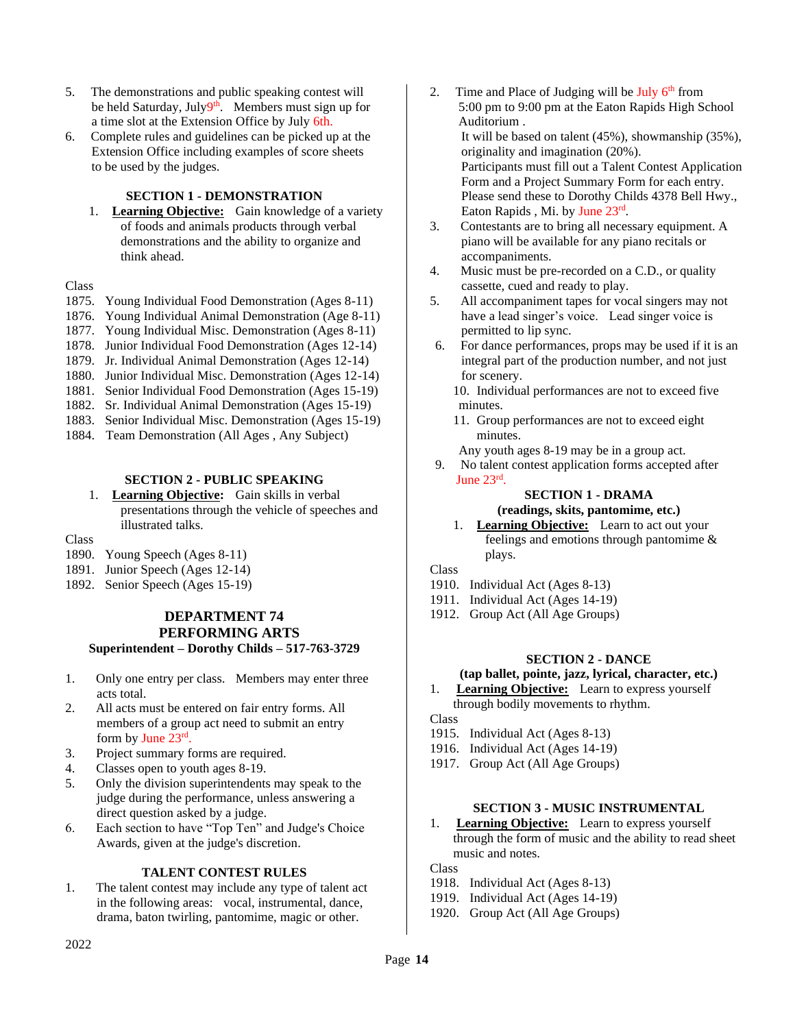5. The demonstrations and public speaking contest will be held Saturday, July9th. Members must sign up for a time slot at the Extension Office by July 6th.
6. Complete rules and guidelines can be picked up at the Extension Office including examples of score sheets to be used by the judges.

### SECTION 1 - DEMONSTRATION

1. **Learning Objective:** Gain knowledge of a variety of foods and animals products through verbal demonstrations and the ability to organize and think ahead.

Class

1875. Young Individual Food Demonstration (Ages 8-11)
1876. Young Individual Animal Demonstration (Age 8-11)
1877. Young Individual Misc. Demonstration (Ages 8-11)
1878. Junior Individual Food Demonstration (Ages 12-14)
1879. Jr. Individual Animal Demonstration (Ages 12-14)
1880. Junior Individual Misc. Demonstration (Ages 12-14)
1881. Senior Individual Food Demonstration (Ages 15-19)
1882. Sr. Individual Animal Demonstration (Ages 15-19)
1883. Senior Individual Misc. Demonstration (Ages 15-19)
1884. Team Demonstration (All Ages , Any Subject)

### SECTION 2 - PUBLIC SPEAKING

1. **Learning Objective:** Gain skills in verbal presentations through the vehicle of speeches and illustrated talks.

Class

1890. Young Speech (Ages 8-11)
1891. Junior Speech (Ages 12-14)
1892. Senior Speech (Ages 15-19)

## DEPARTMENT 74
## PERFORMING ARTS
**Superintendent – Dorothy Childs – 517-763-3729**

1. Only one entry per class. Members may enter three acts total.
2. All acts must be entered on fair entry forms. All members of a group act need to submit an entry form by June 23rd.
3. Project summary forms are required.
4. Classes open to youth ages 8-19.
5. Only the division superintendents may speak to the judge during the performance, unless answering a direct question asked by a judge.
6. Each section to have "Top Ten" and Judge's Choice Awards, given at the judge's discretion.

### TALENT CONTEST RULES

1. The talent contest may include any type of talent act in the following areas: vocal, instrumental, dance, drama, baton twirling, pantomime, magic or other.
2. Time and Place of Judging will be July 6th from 5:00 pm to 9:00 pm at the Eaton Rapids High School Auditorium .
   It will be based on talent (45%), showmanship (35%), originality and imagination (20%).
   Participants must fill out a Talent Contest Application Form and a Project Summary Form for each entry. Please send these to Dorothy Childs 4378 Bell Hwy., Eaton Rapids , Mi. by June 23rd.
3. Contestants are to bring all necessary equipment. A piano will be available for any piano recitals or accompaniments.
4. Music must be pre-recorded on a C.D., or quality cassette, cued and ready to play.
5. All accompaniment tapes for vocal singers may not have a lead singer's voice. Lead singer voice is permitted to lip sync.
6. For dance performances, props may be used if it is an integral part of the production number, and not just for scenery.
10. Individual performances are not to exceed five minutes.
11. Group performances are not to exceed eight minutes.
    Any youth ages 8-19 may be in a group act.
9. No talent contest application forms accepted after June 23rd.

### SECTION 1 - DRAMA
**(readings, skits, pantomime, etc.)**

1. **Learning Objective:** Learn to act out your feelings and emotions through pantomime & plays.

Class

1910. Individual Act (Ages 8-13)
1911. Individual Act (Ages 14-19)
1912. Group Act (All Age Groups)

### SECTION 2 - DANCE
**(tap ballet, pointe, jazz, lyrical, character, etc.)**

1. **Learning Objective:** Learn to express yourself through bodily movements to rhythm.

Class

1915. Individual Act (Ages 8-13)
1916. Individual Act (Ages 14-19)
1917. Group Act (All Age Groups)

### SECTION 3 - MUSIC INSTRUMENTAL

1. **Learning Objective:** Learn to express yourself through the form of music and the ability to read sheet music and notes.

Class

1918. Individual Act (Ages 8-13)
1919. Individual Act (Ages 14-19)
1920. Group Act (All Age Groups)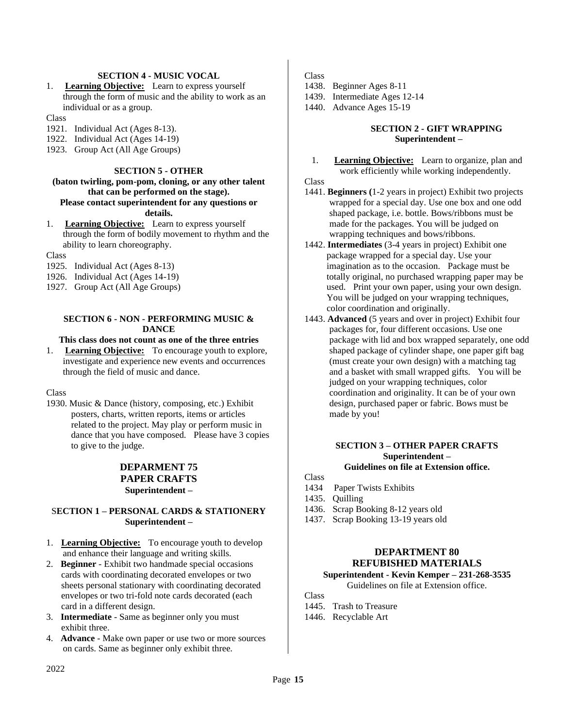### SECTION 4 - MUSIC VOCAL

1. **Learning Objective:** Learn to express yourself through the form of music and the ability to work as an individual or as a group.

Class

1921. Individual Act (Ages 8-13).
1922. Individual Act (Ages 14-19)
1923. Group Act (All Age Groups)

### SECTION 5 - OTHER

**(baton twirling, pom-pom, cloning, or any other talent that can be performed on the stage).**
**Please contact superintendent for any questions or details.**

1. **Learning Objective:** Learn to express yourself through the form of bodily movement to rhythm and the ability to learn choreography.

Class

1925. Individual Act (Ages 8-13)
1926. Individual Act (Ages 14-19)
1927. Group Act (All Age Groups)

### SECTION 6 - NON - PERFORMING MUSIC & DANCE

**This class does not count as one of the three entries**

1. **Learning Objective:** To encourage youth to explore, investigate and experience new events and occurrences through the field of music and dance.

Class

1930. Music & Dance (history, composing, etc.) Exhibit posters, charts, written reports, items or articles related to the project. May play or perform music in dance that you have composed. Please have 3 copies to give to the judge.

## DEPARMENT 75
## PAPER CRAFTS
**Superintendent –**

### SECTION 1 – PERSONAL CARDS & STATIONERY
**Superintendent –**

1. **Learning Objective:** To encourage youth to develop and enhance their language and writing skills.
2. **Beginner** - Exhibit two handmade special occasions cards with coordinating decorated envelopes or two sheets personal stationary with coordinating decorated envelopes or two tri-fold note cards decorated (each card in a different design.
3. **Intermediate** - Same as beginner only you must exhibit three.
4. **Advance** - Make own paper or use two or more sources on cards. Same as beginner only exhibit three.

Class

1438. Beginner Ages 8-11
1439. Intermediate Ages 12-14
1440. Advance Ages 15-19

### SECTION 2 - GIFT WRAPPING
**Superintendent –**

1. **Learning Objective:** Learn to organize, plan and work efficiently while working independently.

Class

1441. **Beginners (**1-2 years in project) Exhibit two projects wrapped for a special day. Use one box and one odd shaped package, i.e. bottle. Bows/ribbons must be made for the packages. You will be judged on wrapping techniques and bows/ribbons.
1442. **Intermediates** (3-4 years in project) Exhibit one package wrapped for a special day. Use your imagination as to the occasion. Package must be totally original, no purchased wrapping paper may be used. Print your own paper, using your own design. You will be judged on your wrapping techniques, color coordination and originally.
1443. **Advanced** (5 years and over in project) Exhibit four packages for, four different occasions. Use one package with lid and box wrapped separately, one odd shaped package of cylinder shape, one paper gift bag (must create your own design) with a matching tag and a basket with small wrapped gifts. You will be judged on your wrapping techniques, color coordination and originality. It can be of your own design, purchased paper or fabric. Bows must be made by you!

### SECTION 3 – OTHER PAPER CRAFTS
**Superintendent –**
**Guidelines on file at Extension office.**

Class

1434 Paper Twists Exhibits
1435. Quilling
1436. Scrap Booking 8-12 years old
1437. Scrap Booking 13-19 years old

## DEPARTMENT 80
## REFUBISHED MATERIALS
**Superintendent - Kevin Kemper – 231-268-3535**
Guidelines on file at Extension office.

Class

1445. Trash to Treasure
1446. Recyclable Art

2022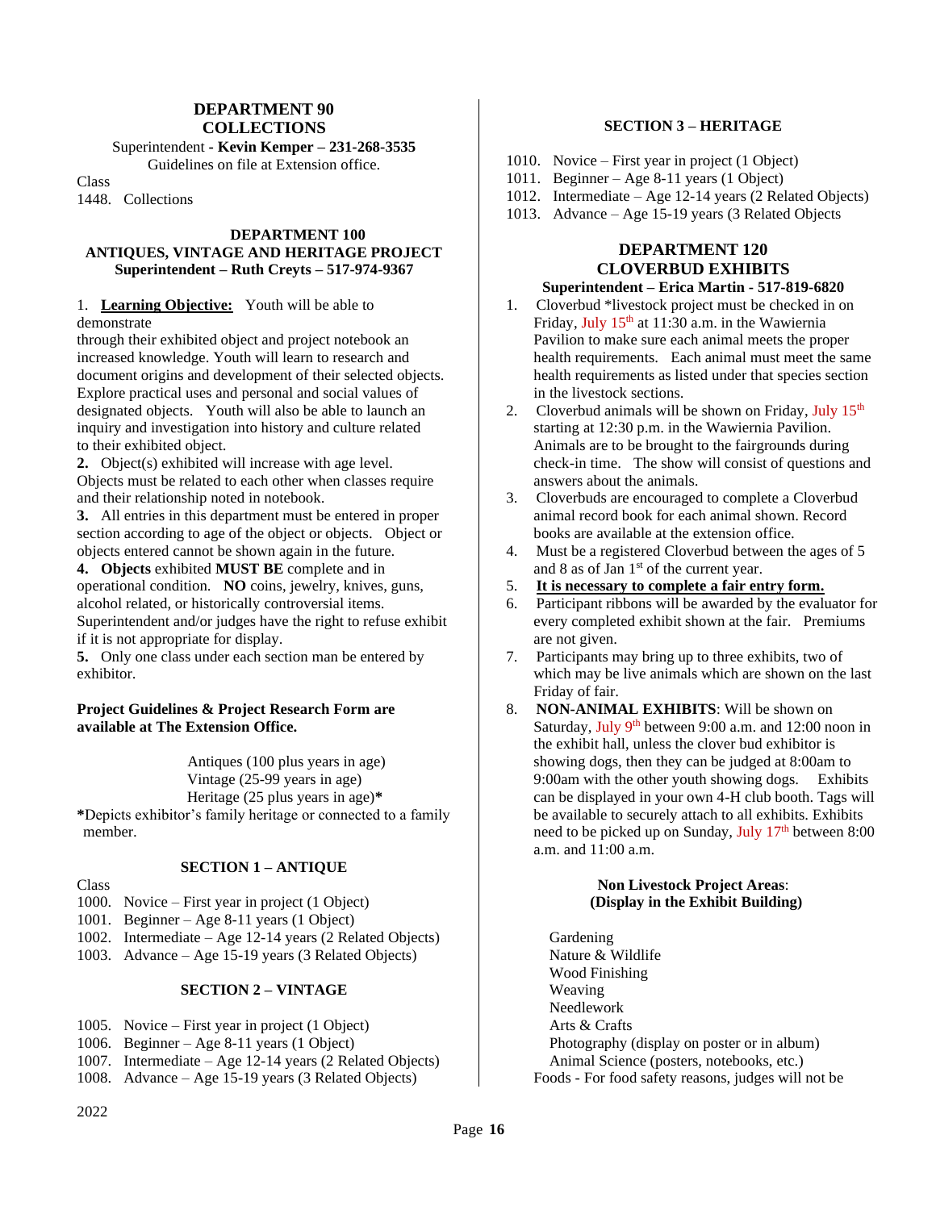## DEPARTMENT 90
## COLLECTIONS

Superintendent - **Kevin Kemper – 231-268-3535**
Guidelines on file at Extension office.

Class
1448. Collections

## DEPARTMENT 100
## ANTIQUES, VINTAGE AND HERITAGE PROJECT

**Superintendent – Ruth Creyts – 517-974-9367**

1. **Learning Objective:** Youth will be able to demonstrate through their exhibited object and project notebook an increased knowledge. Youth will learn to research and document origins and development of their selected objects. Explore practical uses and personal and social values of designated objects. Youth will also be able to launch an inquiry and investigation into history and culture related to their exhibited object.

**2.** Object(s) exhibited will increase with age level. Objects must be related to each other when classes require and their relationship noted in notebook.

**3.** All entries in this department must be entered in proper section according to age of the object or objects. Object or objects entered cannot be shown again in the future.

**4. Objects** exhibited **MUST BE** complete and in operational condition. **NO** coins, jewelry, knives, guns, alcohol related, or historically controversial items. Superintendent and/or judges have the right to refuse exhibit if it is not appropriate for display.

**5.** Only one class under each section man be entered by exhibitor.

**Project Guidelines & Project Research Form are available at The Extension Office.**

Antiques (100 plus years in age)
Vintage (25-99 years in age)
Heritage (25 plus years in age)*

*Depicts exhibitor's family heritage or connected to a family member.

### SECTION 1 – ANTIQUE

Class
1000. Novice – First year in project (1 Object)
1001. Beginner – Age 8-11 years (1 Object)
1002. Intermediate – Age 12-14 years (2 Related Objects)
1003. Advance – Age 15-19 years (3 Related Objects)

### SECTION 2 – VINTAGE

1005. Novice – First year in project (1 Object)
1006. Beginner – Age 8-11 years (1 Object)
1007. Intermediate – Age 12-14 years (2 Related Objects)
1008. Advance – Age 15-19 years (3 Related Objects)

### SECTION 3 – HERITAGE

1010. Novice – First year in project (1 Object)
1011. Beginner – Age 8-11 years (1 Object)
1012. Intermediate – Age 12-14 years (2 Related Objects)
1013. Advance – Age 15-19 years (3 Related Objects

## DEPARTMENT 120
## CLOVERBUD EXHIBITS

**Superintendent – Erica Martin - 517-819-6820**

1. Cloverbud *livestock project must be checked in on Friday, July 15th at 11:30 a.m. in the Wawiernia Pavilion to make sure each animal meets the proper health requirements. Each animal must meet the same health requirements as listed under that species section in the livestock sections.
2. Cloverbud animals will be shown on Friday, July 15th starting at 12:30 p.m. in the Wawiernia Pavilion. Animals are to be brought to the fairgrounds during check-in time. The show will consist of questions and answers about the animals.
3. Cloverbuds are encouraged to complete a Cloverbud animal record book for each animal shown. Record books are available at the extension office.
4. Must be a registered Cloverbud between the ages of 5 and 8 as of Jan 1st of the current year.
5. **It is necessary to complete a fair entry form.**
6. Participant ribbons will be awarded by the evaluator for every completed exhibit shown at the fair. Premiums are not given.
7. Participants may bring up to three exhibits, two of which may be live animals which are shown on the last Friday of fair.
8. **NON-ANIMAL EXHIBITS**: Will be shown on Saturday, July 9th between 9:00 a.m. and 12:00 noon in the exhibit hall, unless the clover bud exhibitor is showing dogs, then they can be judged at 8:00am to 9:00am with the other youth showing dogs. Exhibits can be displayed in your own 4-H club booth. Tags will be available to securely attach to all exhibits. Exhibits need to be picked up on Sunday, July 17th between 8:00 a.m. and 11:00 a.m.

**Non Livestock Project Areas:**
**(Display in the Exhibit Building)**

Gardening
Nature & Wildlife
Wood Finishing
Weaving
Needlework
Arts & Crafts
Photography (display on poster or in album)
Animal Science (posters, notebooks, etc.)
Foods - For food safety reasons, judges will not be

2022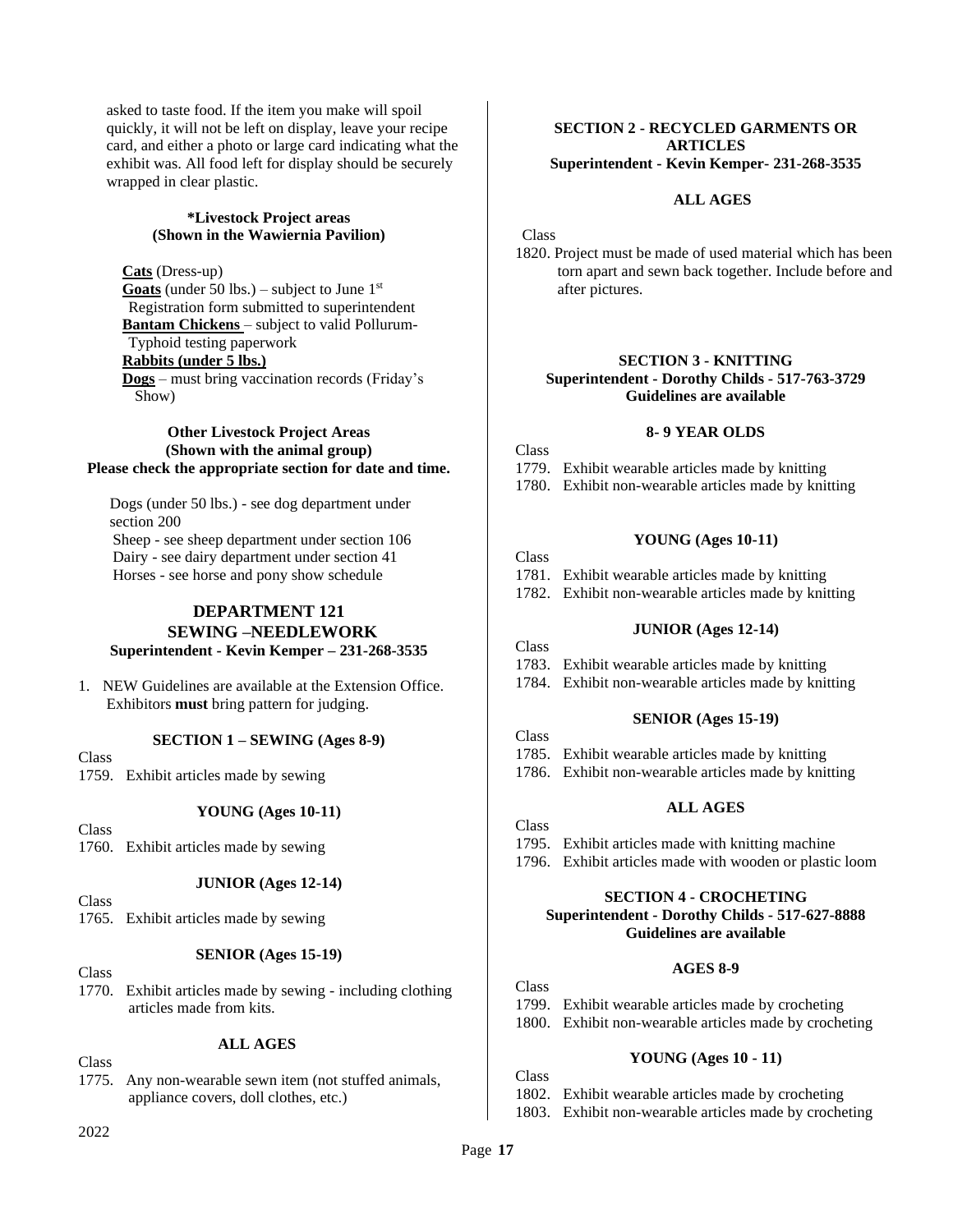asked to taste food. If the item you make will spoil quickly, it will not be left on display, leave your recipe card, and either a photo or large card indicating what the exhibit was. All food left for display should be securely wrapped in clear plastic.

**\*Livestock Project areas**
**(Shown in the Wawiernia Pavilion)**

**Cats** (Dress-up)
**Goats** (under 50 lbs.) – subject to June 1st Registration form submitted to superintendent
**Bantam Chickens** – subject to valid Pollurum-Typhoid testing paperwork
**Rabbits (under 5 lbs.)**
**Dogs** – must bring vaccination records (Friday's Show)

**Other Livestock Project Areas**
**(Shown with the animal group)**
**Please check the appropriate section for date and time.**

Dogs (under 50 lbs.) - see dog department under section 200
Sheep - see sheep department under section 106
Dairy - see dairy department under section 41
Horses - see horse and pony show schedule

## DEPARTMENT 121
## SEWING –NEEDLEWORK
**Superintendent - Kevin Kemper – 231-268-3535**

1. NEW Guidelines are available at the Extension Office. Exhibitors **must** bring pattern for judging.

### SECTION 1 – SEWING (Ages 8-9)

Class
1759. Exhibit articles made by sewing

#### YOUNG (Ages 10-11)

Class
1760. Exhibit articles made by sewing

#### JUNIOR (Ages 12-14)

Class
1765. Exhibit articles made by sewing

#### SENIOR (Ages 15-19)

Class
1770. Exhibit articles made by sewing - including clothing articles made from kits.

#### ALL AGES

Class
1775. Any non-wearable sewn item (not stuffed animals, appliance covers, doll clothes, etc.)

### SECTION 2 - RECYCLED GARMENTS OR ARTICLES
**Superintendent - Kevin Kemper- 231-268-3535**

#### ALL AGES

Class
1820. Project must be made of used material which has been torn apart and sewn back together. Include before and after pictures.

### SECTION 3 - KNITTING
**Superintendent - Dorothy Childs - 517-763-3729**
**Guidelines are available**

#### 8- 9 YEAR OLDS

Class
1779. Exhibit wearable articles made by knitting
1780. Exhibit non-wearable articles made by knitting

#### YOUNG (Ages 10-11)

Class
1781. Exhibit wearable articles made by knitting
1782. Exhibit non-wearable articles made by knitting

#### JUNIOR (Ages 12-14)

Class
1783. Exhibit wearable articles made by knitting
1784. Exhibit non-wearable articles made by knitting

#### SENIOR (Ages 15-19)

Class
1785. Exhibit wearable articles made by knitting
1786. Exhibit non-wearable articles made by knitting

#### ALL AGES

Class
1795. Exhibit articles made with knitting machine
1796. Exhibit articles made with wooden or plastic loom

### SECTION 4 - CROCHETING
**Superintendent - Dorothy Childs - 517-627-8888**
**Guidelines are available**

#### AGES 8-9

Class
1799. Exhibit wearable articles made by crocheting
1800. Exhibit non-wearable articles made by crocheting

#### YOUNG (Ages 10 - 11)

Class
1802. Exhibit wearable articles made by crocheting
1803. Exhibit non-wearable articles made by crocheting

2022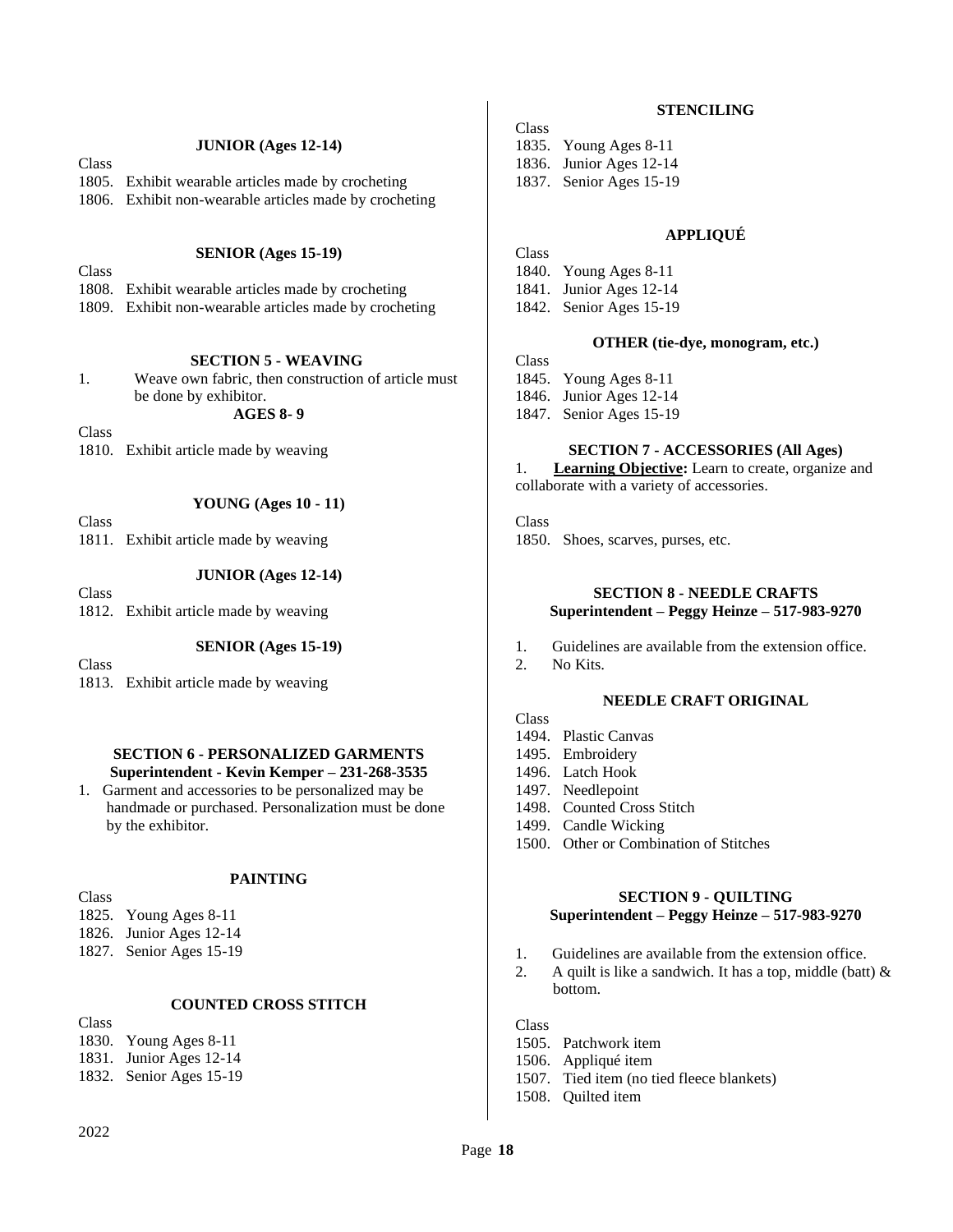### JUNIOR (Ages 12-14)

Class
1805. Exhibit wearable articles made by crocheting
1806. Exhibit non-wearable articles made by crocheting

### SENIOR (Ages 15-19)

Class
1808. Exhibit wearable articles made by crocheting
1809. Exhibit non-wearable articles made by crocheting

## SECTION 5 - WEAVING

1. Weave own fabric, then construction of article must be done by exhibitor.

### AGES 8- 9

Class
1810. Exhibit article made by weaving

### YOUNG (Ages 10 - 11)

Class
1811. Exhibit article made by weaving

### JUNIOR (Ages 12-14)

Class
1812. Exhibit article made by weaving

### SENIOR (Ages 15-19)

Class
1813. Exhibit article made by weaving

## SECTION 6 - PERSONALIZED GARMENTS

**Superintendent - Kevin Kemper – 231-268-3535**

1. Garment and accessories to be personalized may be handmade or purchased. Personalization must be done by the exhibitor.

### PAINTING

Class
1825. Young Ages 8-11
1826. Junior Ages 12-14
1827. Senior Ages 15-19

### COUNTED CROSS STITCH

Class
1830. Young Ages 8-11
1831. Junior Ages 12-14
1832. Senior Ages 15-19

### STENCILING

Class
1835. Young Ages 8-11
1836. Junior Ages 12-14
1837. Senior Ages 15-19

### APPLIQUÉ

Class
1840. Young Ages 8-11
1841. Junior Ages 12-14
1842. Senior Ages 15-19

### OTHER (tie-dye, monogram, etc.)

Class
1845. Young Ages 8-11
1846. Junior Ages 12-14
1847. Senior Ages 15-19

## SECTION 7 - ACCESSORIES (All Ages)

1. **Learning Objective:** Learn to create, organize and collaborate with a variety of accessories.

Class
1850. Shoes, scarves, purses, etc.

## SECTION 8 - NEEDLE CRAFTS

**Superintendent – Peggy Heinze – 517-983-9270**

1. Guidelines are available from the extension office.
2. No Kits.

### NEEDLE CRAFT ORIGINAL

Class
1494. Plastic Canvas
1495. Embroidery
1496. Latch Hook
1497. Needlepoint
1498. Counted Cross Stitch
1499. Candle Wicking
1500. Other or Combination of Stitches

## SECTION 9 - QUILTING

**Superintendent – Peggy Heinze – 517-983-9270**

1. Guidelines are available from the extension office.
2. A quilt is like a sandwich. It has a top, middle (batt) & bottom.

Class
1505. Patchwork item
1506. Appliqué item
1507. Tied item (no tied fleece blankets)
1508. Quilted item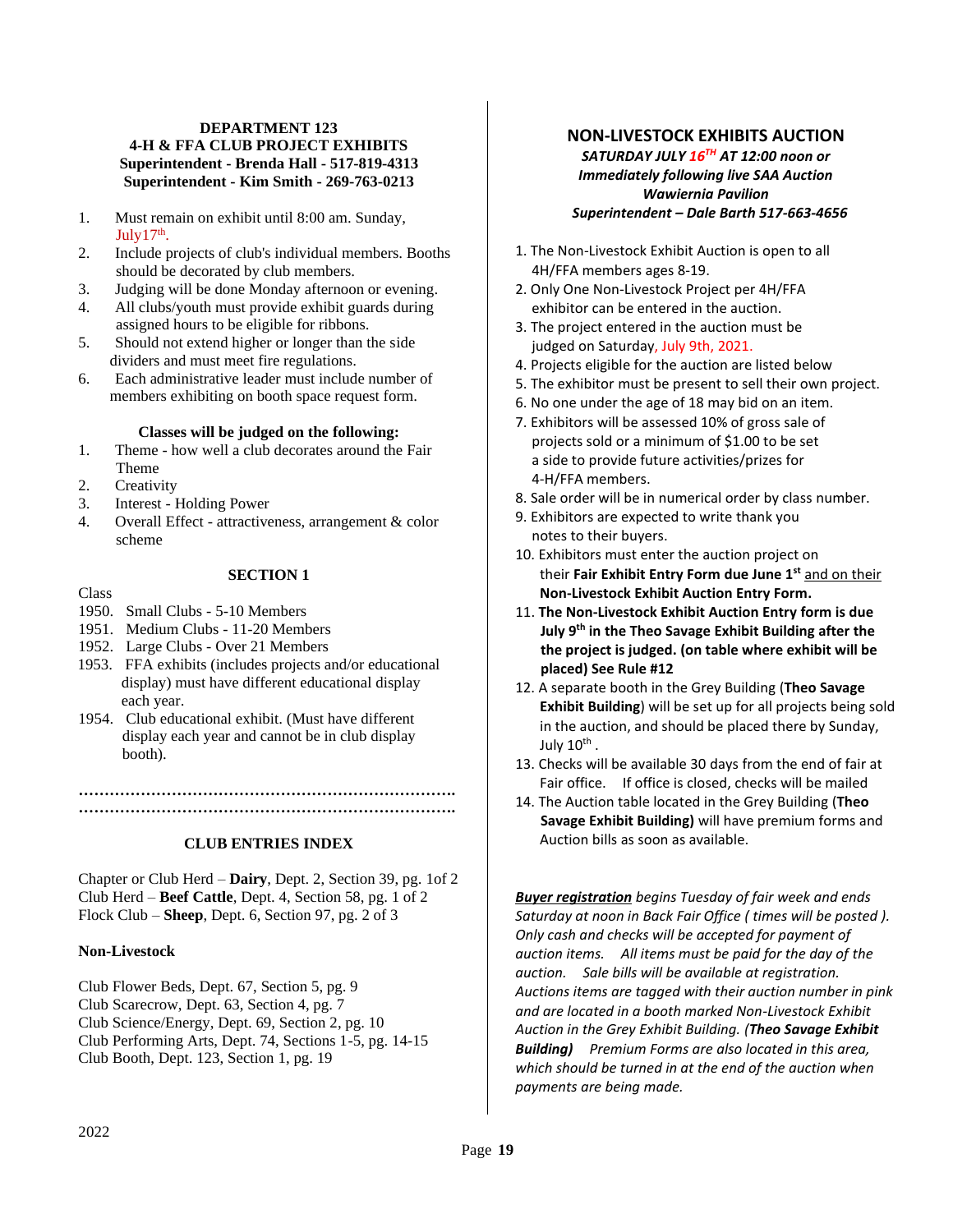## DEPARTMENT 123
## 4-H & FFA CLUB PROJECT EXHIBITS
**Superintendent - Brenda Hall - 517-819-4313**
**Superintendent - Kim Smith - 269-763-0213**

1. Must remain on exhibit until 8:00 am. Sunday, July17th.
2. Include projects of club's individual members. Booths should be decorated by club members.
3. Judging will be done Monday afternoon or evening.
4. All clubs/youth must provide exhibit guards during assigned hours to be eligible for ribbons.
5. Should not extend higher or longer than the side dividers and must meet fire regulations.
6. Each administrative leader must include number of members exhibiting on booth space request form.

**Classes will be judged on the following:**

1. Theme - how well a club decorates around the Fair Theme
2. Creativity
3. Interest - Holding Power
4. Overall Effect - attractiveness, arrangement & color scheme

### SECTION 1

Class

1950. Small Clubs - 5-10 Members
1951. Medium Clubs - 11-20 Members
1952. Large Clubs - Over 21 Members
1953. FFA exhibits (includes projects and/or educational display) must have different educational display each year.
1954. Club educational exhibit. (Must have different display each year and cannot be in club display booth).

…………………………………………………………………
…………………………………………………………………

### CLUB ENTRIES INDEX

Chapter or Club Herd – **Dairy**, Dept. 2, Section 39, pg. 1of 2
Club Herd – **Beef Cattle**, Dept. 4, Section 58, pg. 1 of 2
Flock Club – **Sheep**, Dept. 6, Section 97, pg. 2 of 3

**Non-Livestock**

Club Flower Beds, Dept. 67, Section 5, pg. 9
Club Scarecrow, Dept. 63, Section 4, pg. 7
Club Science/Energy, Dept. 69, Section 2, pg. 10
Club Performing Arts, Dept. 74, Sections 1-5, pg. 14-15
Club Booth, Dept. 123, Section 1, pg. 19

## NON-LIVESTOCK EXHIBITS AUCTION
***SATURDAY JULY 16TH AT 12:00 noon or Immediately following live SAA Auction***
***Wawiernia Pavilion***
***Superintendent – Dale Barth 517-663-4656***

1. The Non-Livestock Exhibit Auction is open to all 4H/FFA members ages 8-19.
2. Only One Non-Livestock Project per 4H/FFA exhibitor can be entered in the auction.
3. The project entered in the auction must be judged on Saturday, July 9th, 2021.
4. Projects eligible for the auction are listed below
5. The exhibitor must be present to sell their own project.
6. No one under the age of 18 may bid on an item.
7. Exhibitors will be assessed 10% of gross sale of projects sold or a minimum of $1.00 to be set a side to provide future activities/prizes for 4-H/FFA members.
8. Sale order will be in numerical order by class number.
9. Exhibitors are expected to write thank you notes to their buyers.
10. Exhibitors must enter the auction project on their **Fair Exhibit Entry Form due June 1st** and on their **Non-Livestock Exhibit Auction Entry Form.**
11. **The Non-Livestock Exhibit Auction Entry form is due July 9th in the Theo Savage Exhibit Building after the project is judged. (on table where exhibit will be placed) See Rule #12**
12. A separate booth in the Grey Building (**Theo Savage Exhibit Building**) will be set up for all projects being sold in the auction, and should be placed there by Sunday, July 10th .
13. Checks will be available 30 days from the end of fair at Fair office. If office is closed, checks will be mailed
14. The Auction table located in the Grey Building (**Theo Savage Exhibit Building)** will have premium forms and Auction bills as soon as available.

***Buyer registration*** *begins Tuesday of fair week and ends Saturday at noon in Back Fair Office ( times will be posted ). Only cash and checks will be accepted for payment of auction items. All items must be paid for the day of the auction. Sale bills will be available at registration. Auctions items are tagged with their auction number in pink and are located in a booth marked Non-Livestock Exhibit Auction in the Grey Exhibit Building. (**Theo Savage Exhibit Building)** Premium Forms are also located in this area, which should be turned in at the end of the auction when payments are being made.*

2022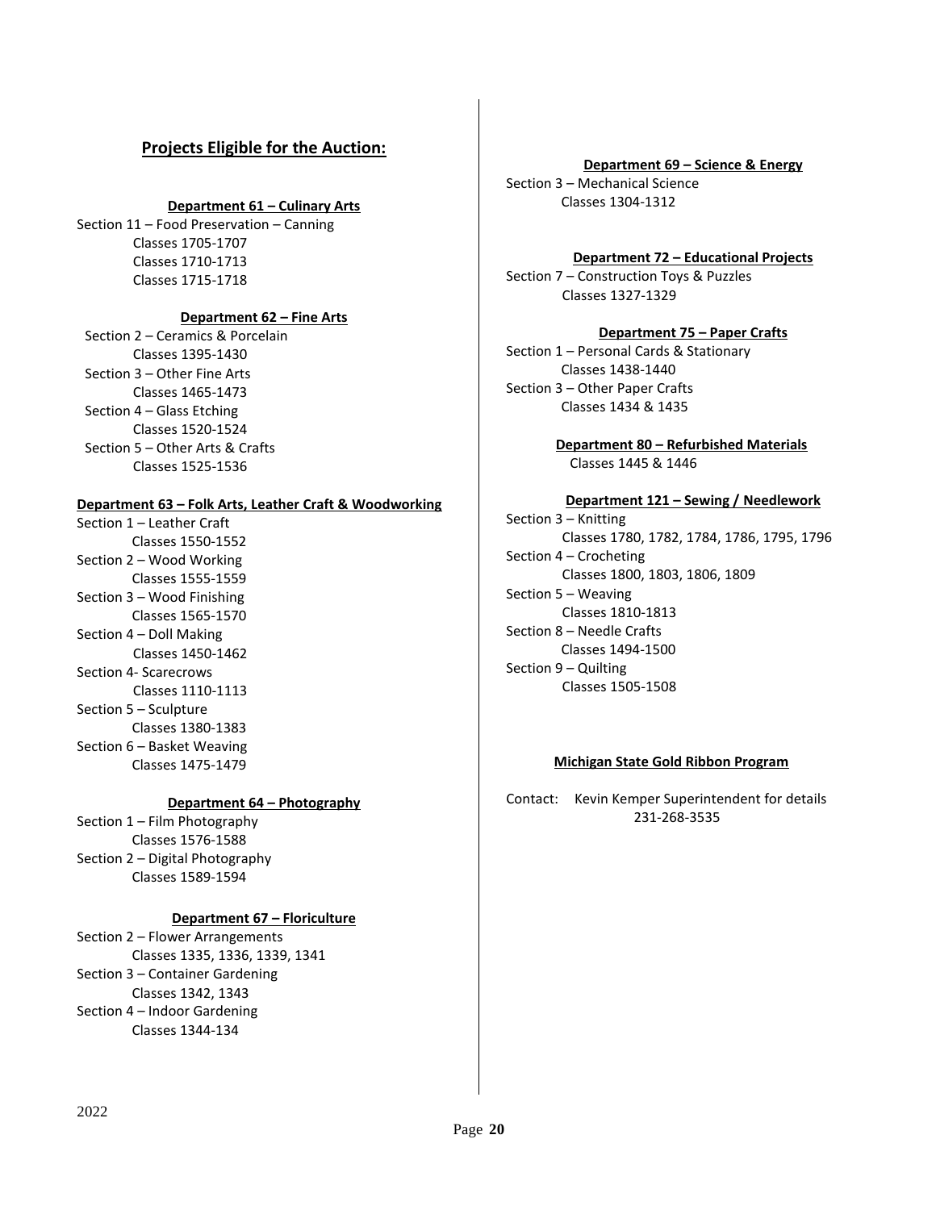## Projects Eligible for the Auction:

**Department 61 – Culinary Arts**

Section 11 – Food Preservation – Canning
Classes 1705-1707
Classes 1710-1713
Classes 1715-1718

**Department 62 – Fine Arts**

Section 2 – Ceramics & Porcelain
Classes 1395-1430
Section 3 – Other Fine Arts
Classes 1465-1473
Section 4 – Glass Etching
Classes 1520-1524
Section 5 – Other Arts & Crafts
Classes 1525-1536

**Department 63 – Folk Arts, Leather Craft & Woodworking**

Section 1 – Leather Craft
Classes 1550-1552
Section 2 – Wood Working
Classes 1555-1559
Section 3 – Wood Finishing
Classes 1565-1570
Section 4 – Doll Making
Classes 1450-1462
Section 4- Scarecrows
Classes 1110-1113
Section 5 – Sculpture
Classes 1380-1383
Section 6 – Basket Weaving
Classes 1475-1479

**Department 64 – Photography**

Section 1 – Film Photography
Classes 1576-1588
Section 2 – Digital Photography
Classes 1589-1594

**Department 67 – Floriculture**

Section 2 – Flower Arrangements
Classes 1335, 1336, 1339, 1341
Section 3 – Container Gardening
Classes 1342, 1343
Section 4 – Indoor Gardening
Classes 1344-134

**Department 69 – Science & Energy**

Section 3 – Mechanical Science
Classes 1304-1312

**Department 72 – Educational Projects**

Section 7 – Construction Toys & Puzzles
Classes 1327-1329

**Department 75 – Paper Crafts**

Section 1 – Personal Cards & Stationary
Classes 1438-1440
Section 3 – Other Paper Crafts
Classes 1434 & 1435

**Department 80 – Refurbished Materials**

Classes 1445 & 1446

**Department 121 – Sewing / Needlework**

Section 3 – Knitting
Classes 1780, 1782, 1784, 1786, 1795, 1796
Section 4 – Crocheting
Classes 1800, 1803, 1806, 1809
Section 5 – Weaving
Classes 1810-1813
Section 8 – Needle Crafts
Classes 1494-1500
Section 9 – Quilting
Classes 1505-1508

**Michigan State Gold Ribbon Program**

Contact: Kevin Kemper Superintendent for details
231-268-3535

2022